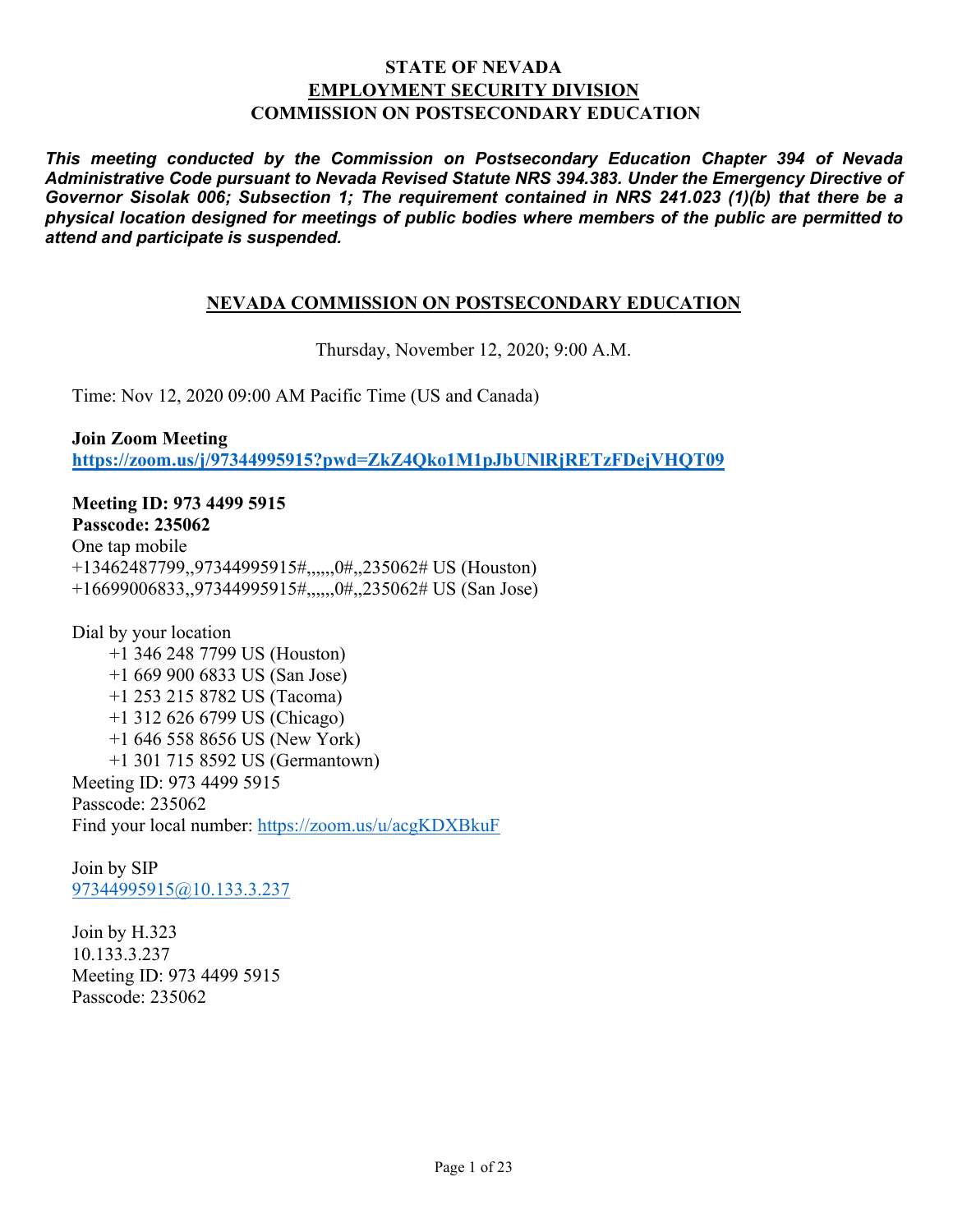**STATE OF NEVADA**
**EMPLOYMENT SECURITY DIVISION**
**COMMISSION ON POSTSECONDARY EDUCATION**

***This meeting conducted by the Commission on Postsecondary Education Chapter 394 of Nevada Administrative Code pursuant to Nevada Revised Statute NRS 394.383. Under the Emergency Directive of Governor Sisolak 006; Subsection 1; The requirement contained in NRS 241.023 (1)(b) that there be a physical location designed for meetings of public bodies where members of the public are permitted to attend and participate is suspended.***

## NEVADA COMMISSION ON POSTSECONDARY EDUCATION

Thursday, November 12, 2020; 9:00 A.M.

Time: Nov 12, 2020 09:00 AM Pacific Time (US and Canada)

**Join Zoom Meeting**
**https://zoom.us/j/97344995915?pwd=ZkZ4Qko1M1pJbUNlRjRETzFDejVHQT09**

**Meeting ID: 973 4499 5915**
**Passcode: 235062**
One tap mobile
+13462487799,,97344995915#,,,,,,0#,,235062# US (Houston)
+16699006833,,97344995915#,,,,,,0#,,235062# US (San Jose)

Dial by your location
- +1 346 248 7799 US (Houston)
- +1 669 900 6833 US (San Jose)
- +1 253 215 8782 US (Tacoma)
- +1 312 626 6799 US (Chicago)
- +1 646 558 8656 US (New York)
- +1 301 715 8592 US (Germantown)

Meeting ID: 973 4499 5915
Passcode: 235062
Find your local number: https://zoom.us/u/acgKDXBkuF

Join by SIP
97344995915@10.133.3.237

Join by H.323
10.133.3.237
Meeting ID: 973 4499 5915
Passcode: 235062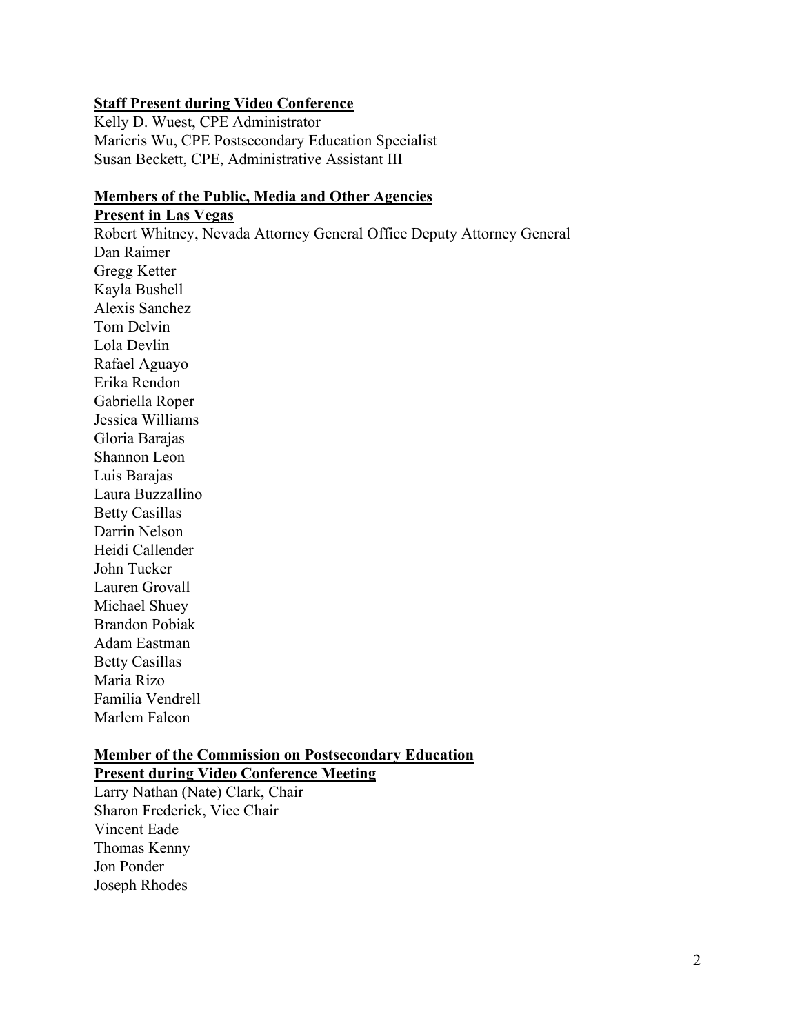**Staff Present during Video Conference**

Kelly D. Wuest, CPE Administrator
Maricris Wu, CPE Postsecondary Education Specialist
Susan Beckett, CPE, Administrative Assistant III

**Members of the Public, Media and Other Agencies**

**Present in Las Vegas**

Robert Whitney, Nevada Attorney General Office Deputy Attorney General
Dan Raimer
Gregg Ketter
Kayla Bushell
Alexis Sanchez
Tom Delvin
Lola Devlin
Rafael Aguayo
Erika Rendon
Gabriella Roper
Jessica Williams
Gloria Barajas
Shannon Leon
Luis Barajas
Laura Buzzallino
Betty Casillas
Darrin Nelson
Heidi Callender
John Tucker
Lauren Grovall
Michael Shuey
Brandon Pobiak
Adam Eastman
Betty Casillas
Maria Rizo
Familia Vendrell
Marlem Falcon

**Member of the Commission on Postsecondary Education**

**Present during Video Conference Meeting**

Larry Nathan (Nate) Clark, Chair
Sharon Frederick, Vice Chair
Vincent Eade
Thomas Kenny
Jon Ponder
Joseph Rhodes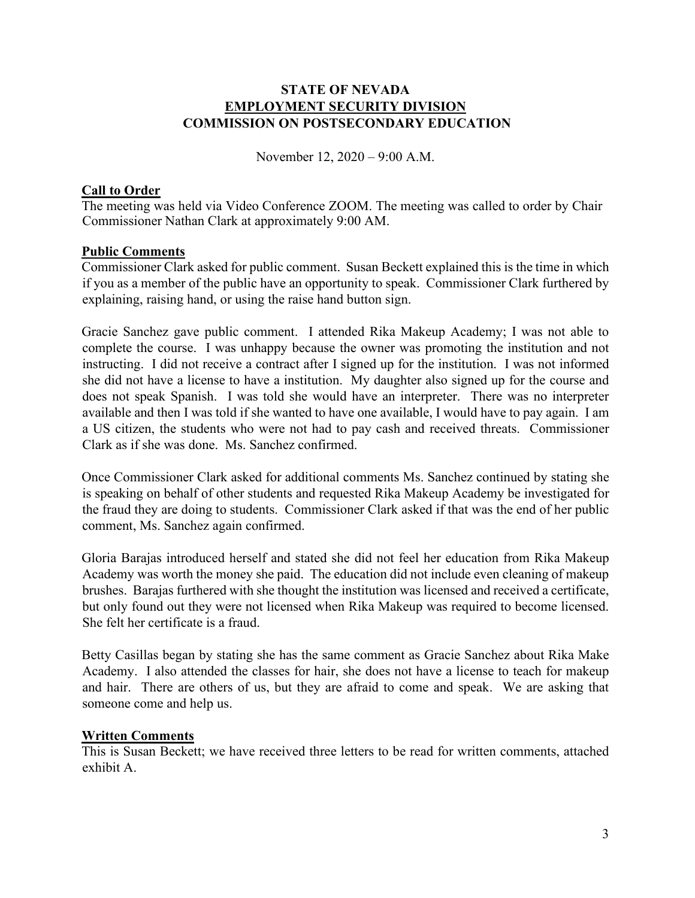**STATE OF NEVADA**
**EMPLOYMENT SECURITY DIVISION**
**COMMISSION ON POSTSECONDARY EDUCATION**

November 12, 2020 – 9:00 A.M.

## Call to Order

The meeting was held via Video Conference ZOOM. The meeting was called to order by Chair Commissioner Nathan Clark at approximately 9:00 AM.

## Public Comments

Commissioner Clark asked for public comment. Susan Beckett explained this is the time in which if you as a member of the public have an opportunity to speak. Commissioner Clark furthered by explaining, raising hand, or using the raise hand button sign.

Gracie Sanchez gave public comment. I attended Rika Makeup Academy; I was not able to complete the course. I was unhappy because the owner was promoting the institution and not instructing. I did not receive a contract after I signed up for the institution. I was not informed she did not have a license to have a institution. My daughter also signed up for the course and does not speak Spanish. I was told she would have an interpreter. There was no interpreter available and then I was told if she wanted to have one available, I would have to pay again. I am a US citizen, the students who were not had to pay cash and received threats. Commissioner Clark as if she was done. Ms. Sanchez confirmed.

Once Commissioner Clark asked for additional comments Ms. Sanchez continued by stating she is speaking on behalf of other students and requested Rika Makeup Academy be investigated for the fraud they are doing to students. Commissioner Clark asked if that was the end of her public comment, Ms. Sanchez again confirmed.

Gloria Barajas introduced herself and stated she did not feel her education from Rika Makeup Academy was worth the money she paid. The education did not include even cleaning of makeup brushes. Barajas furthered with she thought the institution was licensed and received a certificate, but only found out they were not licensed when Rika Makeup was required to become licensed. She felt her certificate is a fraud.

Betty Casillas began by stating she has the same comment as Gracie Sanchez about Rika Make Academy. I also attended the classes for hair, she does not have a license to teach for makeup and hair. There are others of us, but they are afraid to come and speak. We are asking that someone come and help us.

## Written Comments

This is Susan Beckett; we have received three letters to be read for written comments, attached exhibit A.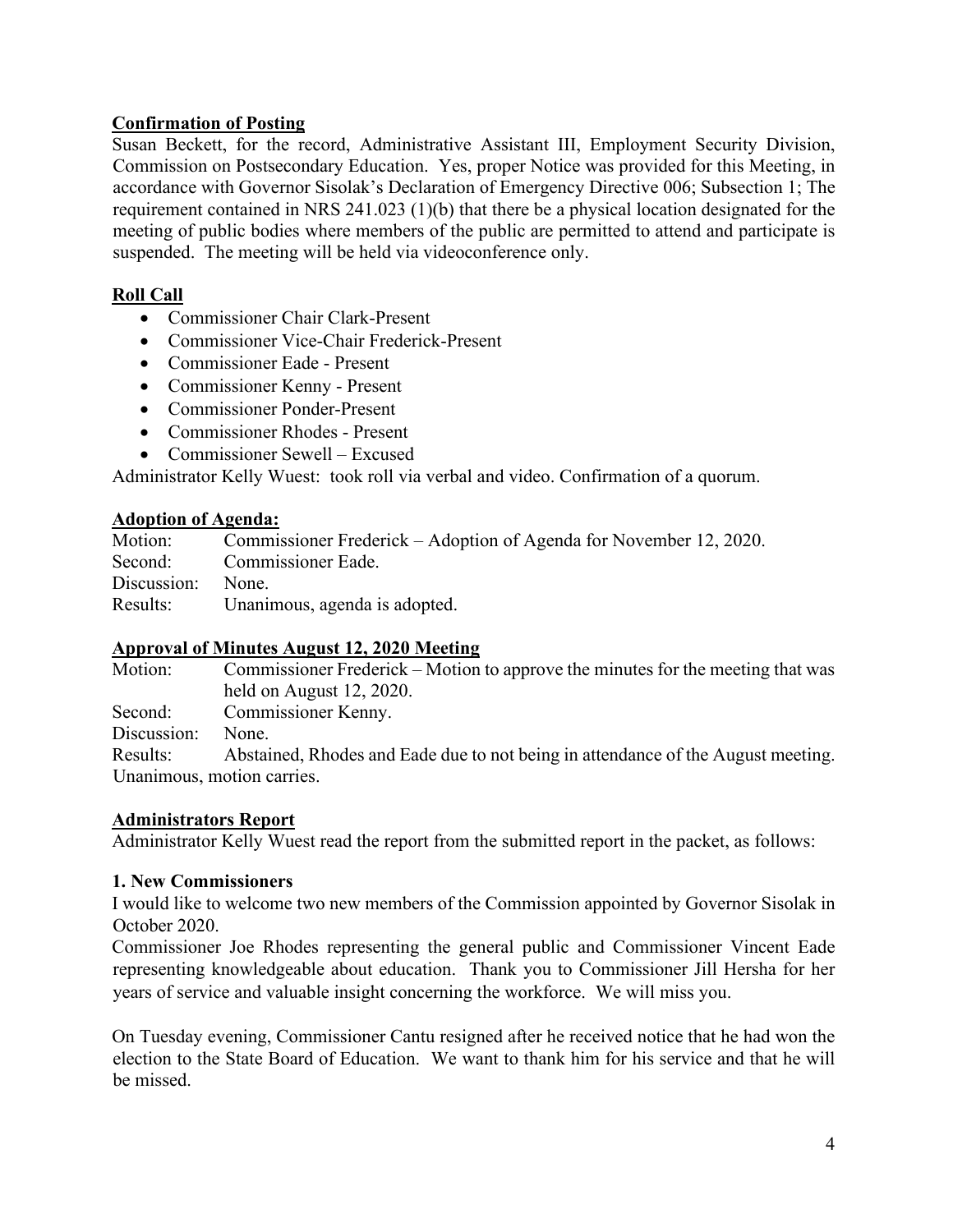**Confirmation of Posting**

Susan Beckett, for the record, Administrative Assistant III, Employment Security Division, Commission on Postsecondary Education. Yes, proper Notice was provided for this Meeting, in accordance with Governor Sisolak's Declaration of Emergency Directive 006; Subsection 1; The requirement contained in NRS 241.023 (1)(b) that there be a physical location designated for the meeting of public bodies where members of the public are permitted to attend and participate is suspended. The meeting will be held via videoconference only.

**Roll Call**

- Commissioner Chair Clark-Present
- Commissioner Vice-Chair Frederick-Present
- Commissioner Eade - Present
- Commissioner Kenny - Present
- Commissioner Ponder-Present
- Commissioner Rhodes - Present
- Commissioner Sewell – Excused

Administrator Kelly Wuest: took roll via verbal and video. Confirmation of a quorum.

**Adoption of Agenda:**

Motion: Commissioner Frederick – Adoption of Agenda for November 12, 2020.
Second: Commissioner Eade.
Discussion: None.
Results: Unanimous, agenda is adopted.

**Approval of Minutes August 12, 2020 Meeting**

Motion: Commissioner Frederick – Motion to approve the minutes for the meeting that was held on August 12, 2020.
Second: Commissioner Kenny.
Discussion: None.
Results: Abstained, Rhodes and Eade due to not being in attendance of the August meeting. Unanimous, motion carries.

**Administrators Report**

Administrator Kelly Wuest read the report from the submitted report in the packet, as follows:

**1. New Commissioners**

I would like to welcome two new members of the Commission appointed by Governor Sisolak in October 2020.

Commissioner Joe Rhodes representing the general public and Commissioner Vincent Eade representing knowledgeable about education. Thank you to Commissioner Jill Hersha for her years of service and valuable insight concerning the workforce. We will miss you.

On Tuesday evening, Commissioner Cantu resigned after he received notice that he had won the election to the State Board of Education. We want to thank him for his service and that he will be missed.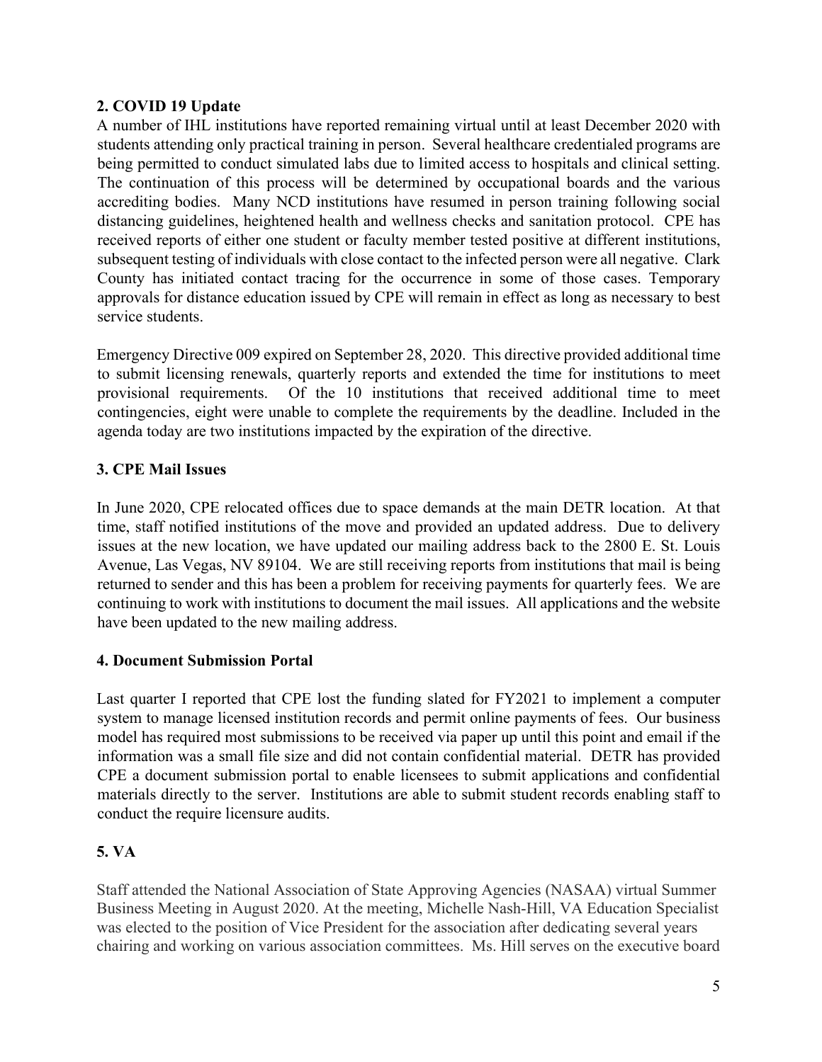**2. COVID 19 Update**

A number of IHL institutions have reported remaining virtual until at least December 2020 with students attending only practical training in person. Several healthcare credentialed programs are being permitted to conduct simulated labs due to limited access to hospitals and clinical setting. The continuation of this process will be determined by occupational boards and the various accrediting bodies. Many NCD institutions have resumed in person training following social distancing guidelines, heightened health and wellness checks and sanitation protocol. CPE has received reports of either one student or faculty member tested positive at different institutions, subsequent testing of individuals with close contact to the infected person were all negative. Clark County has initiated contact tracing for the occurrence in some of those cases. Temporary approvals for distance education issued by CPE will remain in effect as long as necessary to best service students.

Emergency Directive 009 expired on September 28, 2020. This directive provided additional time to submit licensing renewals, quarterly reports and extended the time for institutions to meet provisional requirements. Of the 10 institutions that received additional time to meet contingencies, eight were unable to complete the requirements by the deadline. Included in the agenda today are two institutions impacted by the expiration of the directive.

**3. CPE Mail Issues**

In June 2020, CPE relocated offices due to space demands at the main DETR location. At that time, staff notified institutions of the move and provided an updated address. Due to delivery issues at the new location, we have updated our mailing address back to the 2800 E. St. Louis Avenue, Las Vegas, NV 89104. We are still receiving reports from institutions that mail is being returned to sender and this has been a problem for receiving payments for quarterly fees. We are continuing to work with institutions to document the mail issues. All applications and the website have been updated to the new mailing address.

**4. Document Submission Portal**

Last quarter I reported that CPE lost the funding slated for FY2021 to implement a computer system to manage licensed institution records and permit online payments of fees. Our business model has required most submissions to be received via paper up until this point and email if the information was a small file size and did not contain confidential material. DETR has provided CPE a document submission portal to enable licensees to submit applications and confidential materials directly to the server. Institutions are able to submit student records enabling staff to conduct the require licensure audits.

**5. VA**

Staff attended the National Association of State Approving Agencies (NASAA) virtual Summer Business Meeting in August 2020. At the meeting, Michelle Nash-Hill, VA Education Specialist was elected to the position of Vice President for the association after dedicating several years chairing and working on various association committees. Ms. Hill serves on the executive board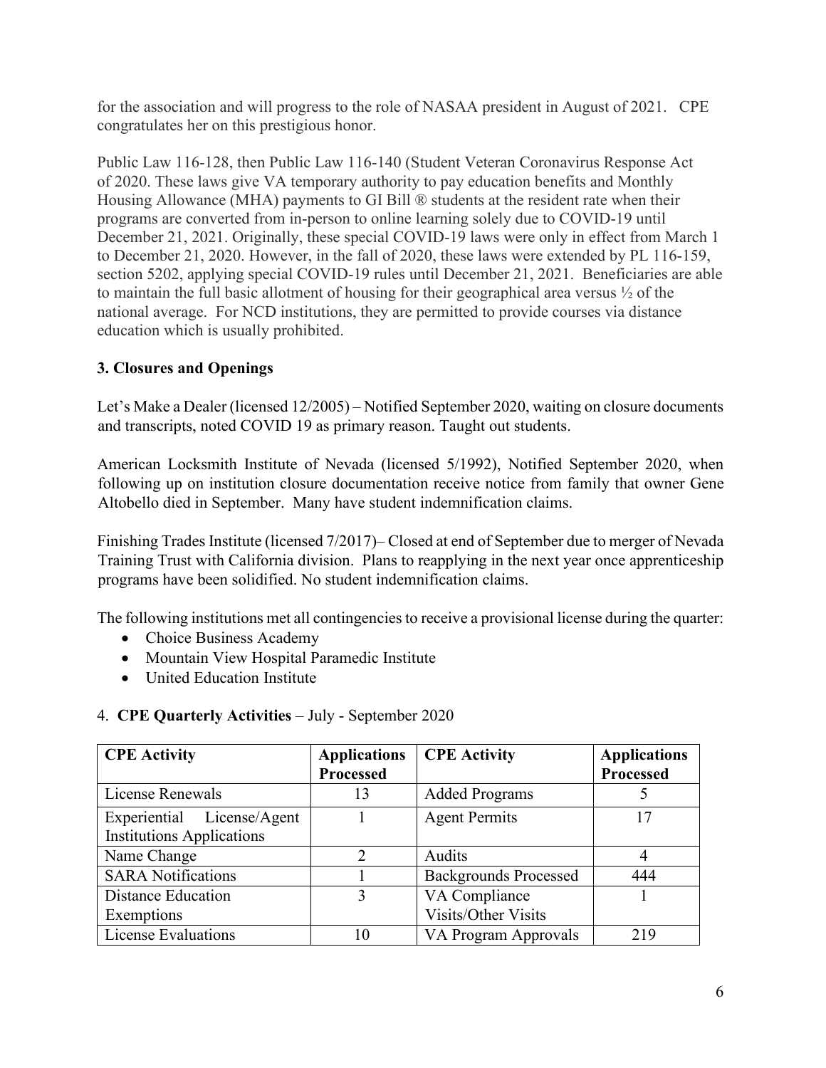for the association and will progress to the role of NASAA president in August of 2021. CPE congratulates her on this prestigious honor.

Public Law 116-128, then Public Law 116-140 (Student Veteran Coronavirus Response Act of 2020. These laws give VA temporary authority to pay education benefits and Monthly Housing Allowance (MHA) payments to GI Bill ® students at the resident rate when their programs are converted from in-person to online learning solely due to COVID-19 until December 21, 2021. Originally, these special COVID-19 laws were only in effect from March 1 to December 21, 2020. However, in the fall of 2020, these laws were extended by PL 116-159, section 5202, applying special COVID-19 rules until December 21, 2021. Beneficiaries are able to maintain the full basic allotment of housing for their geographical area versus ½ of the national average. For NCD institutions, they are permitted to provide courses via distance education which is usually prohibited.

**3. Closures and Openings**

Let's Make a Dealer (licensed 12/2005) – Notified September 2020, waiting on closure documents and transcripts, noted COVID 19 as primary reason. Taught out students.

American Locksmith Institute of Nevada (licensed 5/1992), Notified September 2020, when following up on institution closure documentation receive notice from family that owner Gene Altobello died in September. Many have student indemnification claims.

Finishing Trades Institute (licensed 7/2017)– Closed at end of September due to merger of Nevada Training Trust with California division. Plans to reapplying in the next year once apprenticeship programs have been solidified. No student indemnification claims.

The following institutions met all contingencies to receive a provisional license during the quarter:

- Choice Business Academy
- Mountain View Hospital Paramedic Institute
- United Education Institute

4. **CPE Quarterly Activities** – July - September 2020

| **CPE Activity** | **Applications Processed** | **CPE Activity** | **Applications Processed** |
|---|---|---|---|
| License Renewals | 13 | Added Programs | 5 |
| Experiential License/Agent Institutions Applications | 1 | Agent Permits | 17 |
| Name Change | 2 | Audits | 4 |
| SARA Notifications | 1 | Backgrounds Processed | 444 |
| Distance Education Exemptions | 3 | VA Compliance Visits/Other Visits | 1 |
| License Evaluations | 10 | VA Program Approvals | 219 |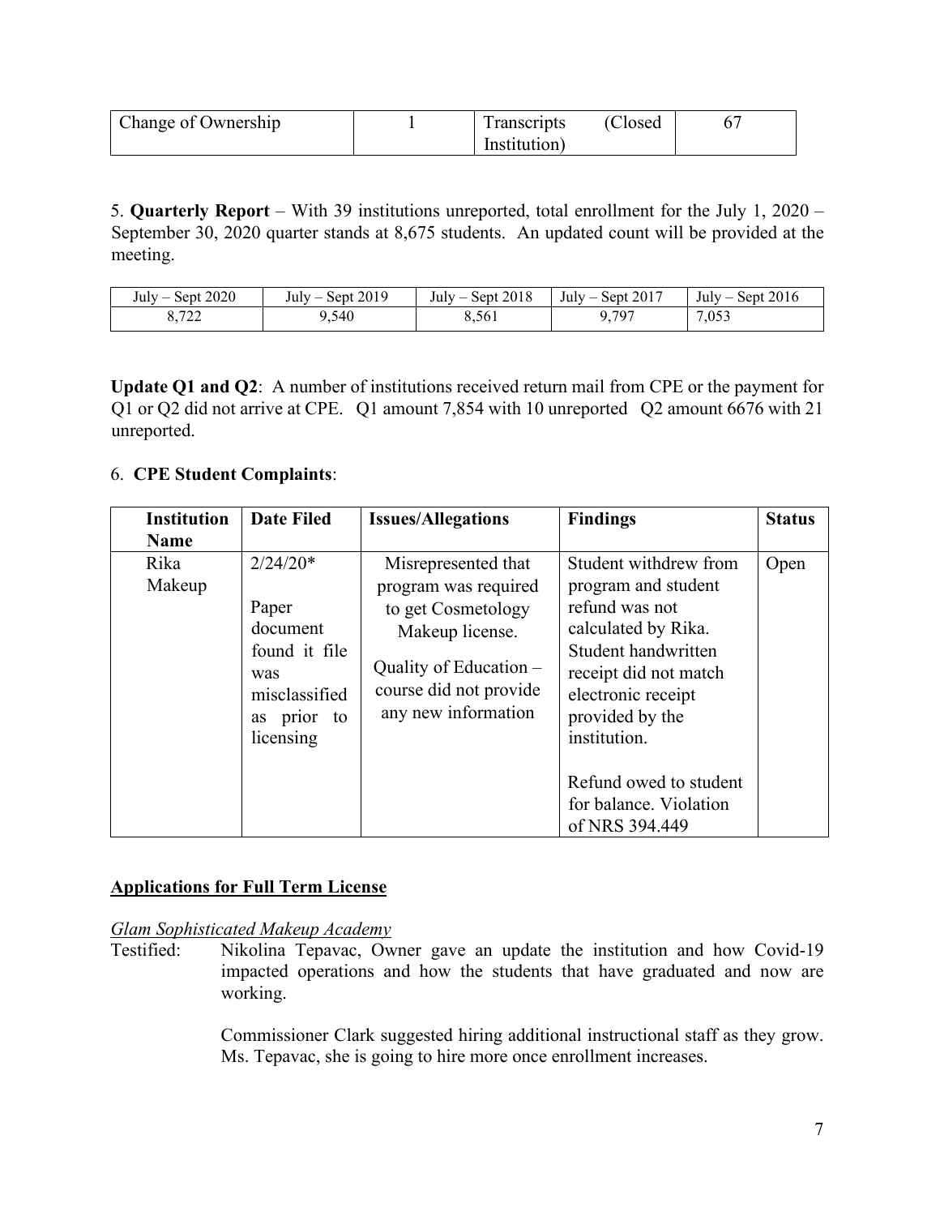| Change of Ownership | 1 | Transcripts (Closed Institution) | 67 |
|---|---|---|---|

5. **Quarterly Report** – With 39 institutions unreported, total enrollment for the July 1, 2020 – September 30, 2020 quarter stands at 8,675 students. An updated count will be provided at the meeting.

| July – Sept 2020 | July – Sept 2019 | July – Sept 2018 | July – Sept 2017 | July – Sept 2016 |
|---|---|---|---|---|
| 8,722 | 9,540 | 8,561 | 9,797 | 7,053 |

**Update Q1 and Q2**: A number of institutions received return mail from CPE or the payment for Q1 or Q2 did not arrive at CPE. Q1 amount 7,854 with 10 unreported Q2 amount 6676 with 21 unreported.

6. **CPE Student Complaints**:

| Institution Name | Date Filed | Issues/Allegations | Findings | Status |
|---|---|---|---|---|
| Rika Makeup | 2/24/20*<br><br>Paper document found it file was misclassified as prior to licensing | Misrepresented that program was required to get Cosmetology Makeup license.<br><br>Quality of Education – course did not provide any new information | Student withdrew from program and student refund was not calculated by Rika. Student handwritten receipt did not match electronic receipt provided by the institution.<br><br>Refund owed to student for balance. Violation of NRS 394.449 | Open |

## Applications for Full Term License

*Glam Sophisticated Makeup Academy*

Testified: Nikolina Tepavac, Owner gave an update the institution and how Covid-19 impacted operations and how the students that have graduated and now are working.

Commissioner Clark suggested hiring additional instructional staff as they grow. Ms. Tepavac, she is going to hire more once enrollment increases.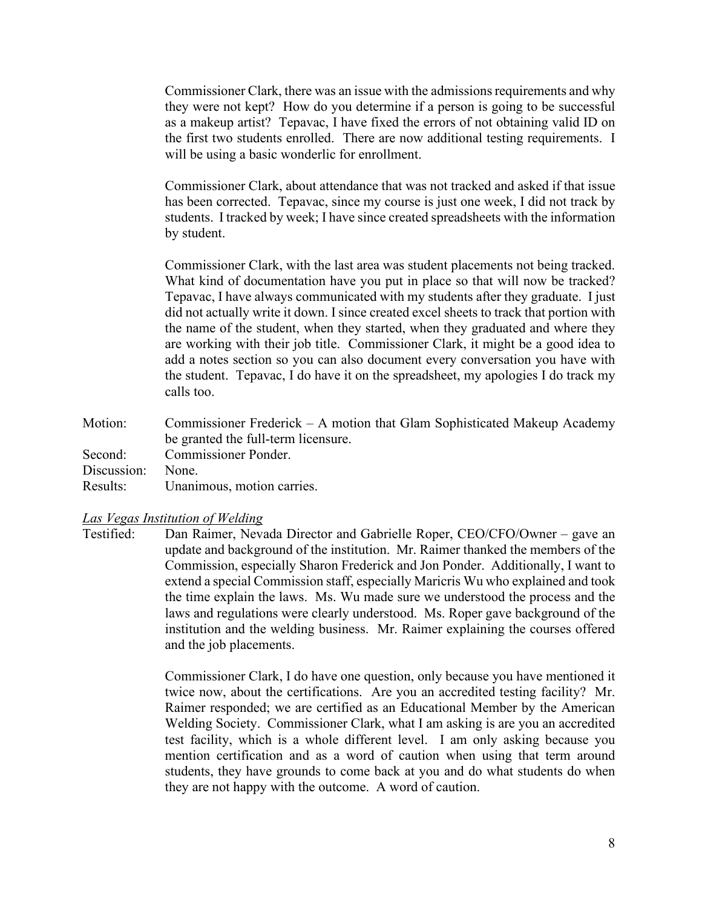Commissioner Clark, there was an issue with the admissions requirements and why they were not kept? How do you determine if a person is going to be successful as a makeup artist? Tepavac, I have fixed the errors of not obtaining valid ID on the first two students enrolled. There are now additional testing requirements. I will be using a basic wonderlic for enrollment.

Commissioner Clark, about attendance that was not tracked and asked if that issue has been corrected. Tepavac, since my course is just one week, I did not track by students. I tracked by week; I have since created spreadsheets with the information by student.

Commissioner Clark, with the last area was student placements not being tracked. What kind of documentation have you put in place so that will now be tracked? Tepavac, I have always communicated with my students after they graduate. I just did not actually write it down. I since created excel sheets to track that portion with the name of the student, when they started, when they graduated and where they are working with their job title. Commissioner Clark, it might be a good idea to add a notes section so you can also document every conversation you have with the student. Tepavac, I do have it on the spreadsheet, my apologies I do track my calls too.

Motion: Commissioner Frederick – A motion that Glam Sophisticated Makeup Academy be granted the full-term licensure.
Second: Commissioner Ponder.
Discussion: None.
Results: Unanimous, motion carries.

*Las Vegas Institution of Welding*

Testified: Dan Raimer, Nevada Director and Gabrielle Roper, CEO/CFO/Owner – gave an update and background of the institution. Mr. Raimer thanked the members of the Commission, especially Sharon Frederick and Jon Ponder. Additionally, I want to extend a special Commission staff, especially Maricris Wu who explained and took the time explain the laws. Ms. Wu made sure we understood the process and the laws and regulations were clearly understood. Ms. Roper gave background of the institution and the welding business. Mr. Raimer explaining the courses offered and the job placements.

Commissioner Clark, I do have one question, only because you have mentioned it twice now, about the certifications. Are you an accredited testing facility? Mr. Raimer responded; we are certified as an Educational Member by the American Welding Society. Commissioner Clark, what I am asking is are you an accredited test facility, which is a whole different level. I am only asking because you mention certification and as a word of caution when using that term around students, they have grounds to come back at you and do what students do when they are not happy with the outcome. A word of caution.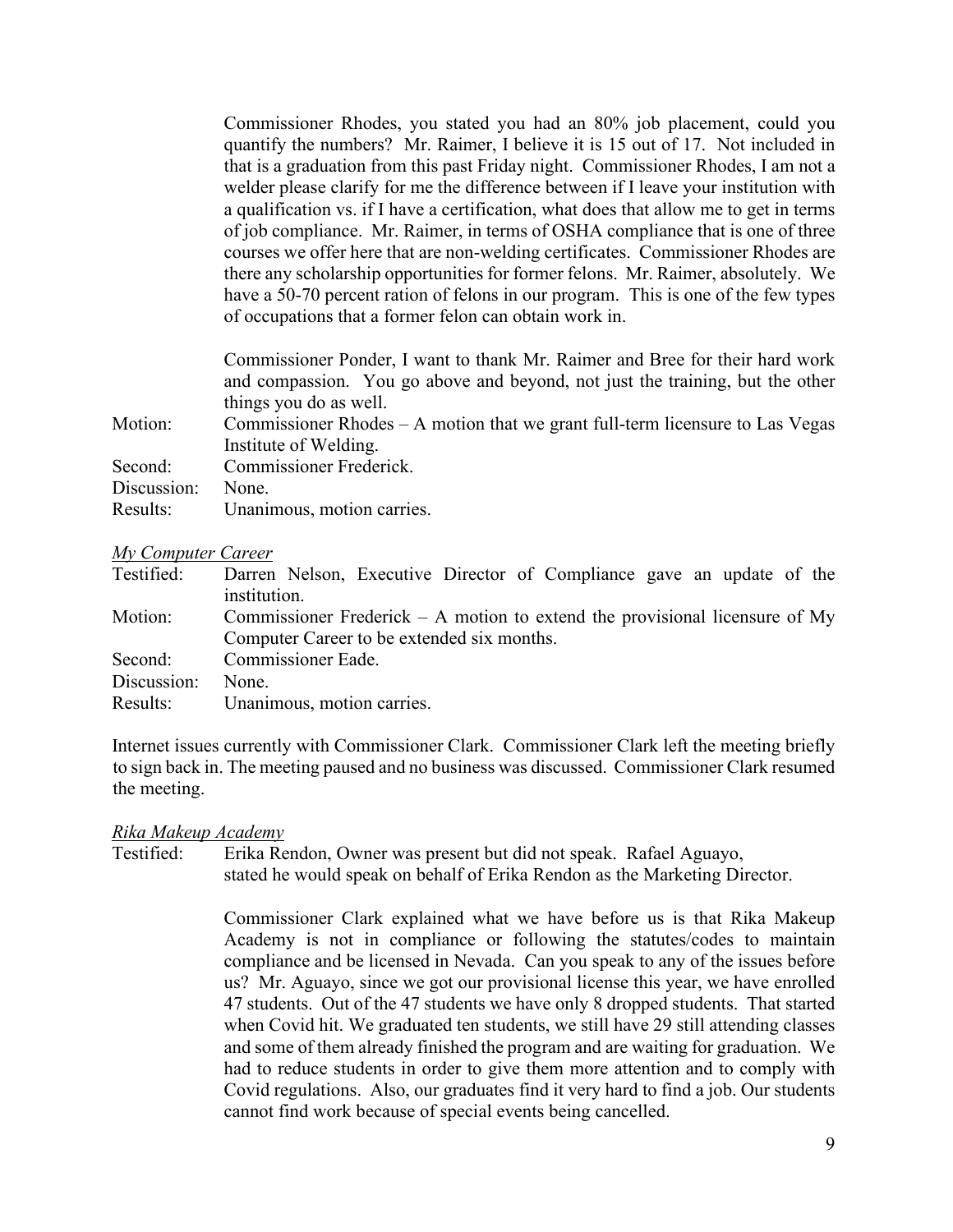Commissioner Rhodes, you stated you had an 80% job placement, could you quantify the numbers? Mr. Raimer, I believe it is 15 out of 17. Not included in that is a graduation from this past Friday night. Commissioner Rhodes, I am not a welder please clarify for me the difference between if I leave your institution with a qualification vs. if I have a certification, what does that allow me to get in terms of job compliance. Mr. Raimer, in terms of OSHA compliance that is one of three courses we offer here that are non-welding certificates. Commissioner Rhodes are there any scholarship opportunities for former felons. Mr. Raimer, absolutely. We have a 50-70 percent ration of felons in our program. This is one of the few types of occupations that a former felon can obtain work in.

Commissioner Ponder, I want to thank Mr. Raimer and Bree for their hard work and compassion. You go above and beyond, not just the training, but the other things you do as well.

Motion: Commissioner Rhodes – A motion that we grant full-term licensure to Las Vegas Institute of Welding.
Second: Commissioner Frederick.
Discussion: None.
Results: Unanimous, motion carries.

*My Computer Career*

Testified: Darren Nelson, Executive Director of Compliance gave an update of the institution.
Motion: Commissioner Frederick – A motion to extend the provisional licensure of My Computer Career to be extended six months.
Second: Commissioner Eade.
Discussion: None.
Results: Unanimous, motion carries.

Internet issues currently with Commissioner Clark. Commissioner Clark left the meeting briefly to sign back in. The meeting paused and no business was discussed. Commissioner Clark resumed the meeting.

*Rika Makeup Academy*

Testified: Erika Rendon, Owner was present but did not speak. Rafael Aguayo, stated he would speak on behalf of Erika Rendon as the Marketing Director.

Commissioner Clark explained what we have before us is that Rika Makeup Academy is not in compliance or following the statutes/codes to maintain compliance and be licensed in Nevada. Can you speak to any of the issues before us? Mr. Aguayo, since we got our provisional license this year, we have enrolled 47 students. Out of the 47 students we have only 8 dropped students. That started when Covid hit. We graduated ten students, we still have 29 still attending classes and some of them already finished the program and are waiting for graduation. We had to reduce students in order to give them more attention and to comply with Covid regulations. Also, our graduates find it very hard to find a job. Our students cannot find work because of special events being cancelled.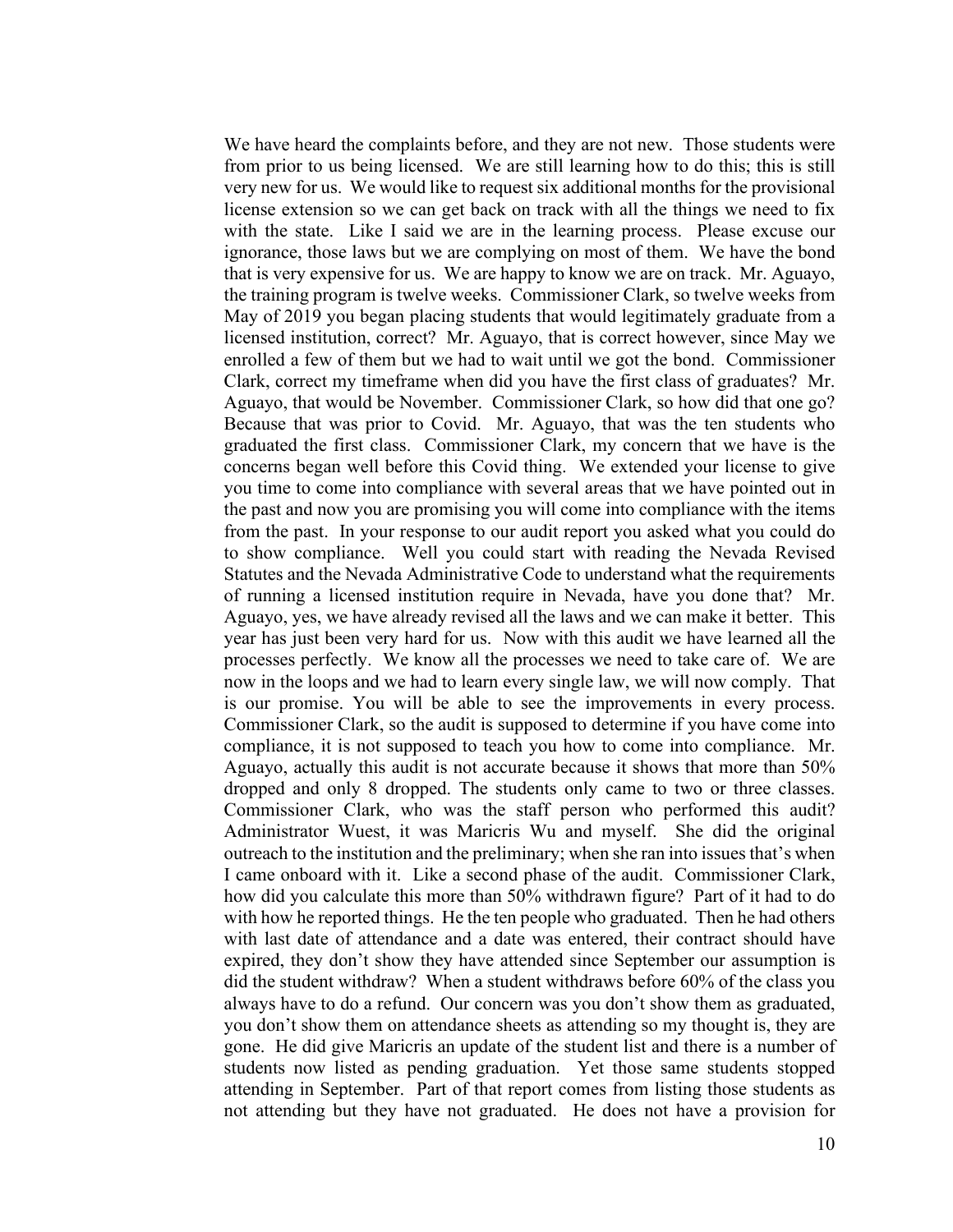We have heard the complaints before, and they are not new. Those students were from prior to us being licensed. We are still learning how to do this; this is still very new for us. We would like to request six additional months for the provisional license extension so we can get back on track with all the things we need to fix with the state. Like I said we are in the learning process. Please excuse our ignorance, those laws but we are complying on most of them. We have the bond that is very expensive for us. We are happy to know we are on track. Mr. Aguayo, the training program is twelve weeks. Commissioner Clark, so twelve weeks from May of 2019 you began placing students that would legitimately graduate from a licensed institution, correct? Mr. Aguayo, that is correct however, since May we enrolled a few of them but we had to wait until we got the bond. Commissioner Clark, correct my timeframe when did you have the first class of graduates? Mr. Aguayo, that would be November. Commissioner Clark, so how did that one go? Because that was prior to Covid. Mr. Aguayo, that was the ten students who graduated the first class. Commissioner Clark, my concern that we have is the concerns began well before this Covid thing. We extended your license to give you time to come into compliance with several areas that we have pointed out in the past and now you are promising you will come into compliance with the items from the past. In your response to our audit report you asked what you could do to show compliance. Well you could start with reading the Nevada Revised Statutes and the Nevada Administrative Code to understand what the requirements of running a licensed institution require in Nevada, have you done that? Mr. Aguayo, yes, we have already revised all the laws and we can make it better. This year has just been very hard for us. Now with this audit we have learned all the processes perfectly. We know all the processes we need to take care of. We are now in the loops and we had to learn every single law, we will now comply. That is our promise. You will be able to see the improvements in every process. Commissioner Clark, so the audit is supposed to determine if you have come into compliance, it is not supposed to teach you how to come into compliance. Mr. Aguayo, actually this audit is not accurate because it shows that more than 50% dropped and only 8 dropped. The students only came to two or three classes. Commissioner Clark, who was the staff person who performed this audit? Administrator Wuest, it was Maricris Wu and myself. She did the original outreach to the institution and the preliminary; when she ran into issues that's when I came onboard with it. Like a second phase of the audit. Commissioner Clark, how did you calculate this more than 50% withdrawn figure? Part of it had to do with how he reported things. He the ten people who graduated. Then he had others with last date of attendance and a date was entered, their contract should have expired, they don't show they have attended since September our assumption is did the student withdraw? When a student withdraws before 60% of the class you always have to do a refund. Our concern was you don't show them as graduated, you don't show them on attendance sheets as attending so my thought is, they are gone. He did give Maricris an update of the student list and there is a number of students now listed as pending graduation. Yet those same students stopped attending in September. Part of that report comes from listing those students as not attending but they have not graduated. He does not have a provision for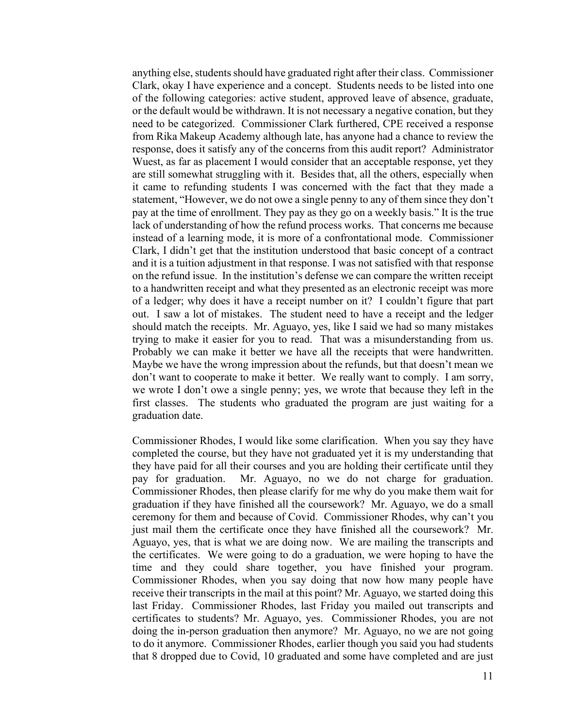anything else, students should have graduated right after their class. Commissioner Clark, okay I have experience and a concept. Students needs to be listed into one of the following categories: active student, approved leave of absence, graduate, or the default would be withdrawn. It is not necessary a negative conation, but they need to be categorized. Commissioner Clark furthered, CPE received a response from Rika Makeup Academy although late, has anyone had a chance to review the response, does it satisfy any of the concerns from this audit report? Administrator Wuest, as far as placement I would consider that an acceptable response, yet they are still somewhat struggling with it. Besides that, all the others, especially when it came to refunding students I was concerned with the fact that they made a statement, "However, we do not owe a single penny to any of them since they don't pay at the time of enrollment. They pay as they go on a weekly basis." It is the true lack of understanding of how the refund process works. That concerns me because instead of a learning mode, it is more of a confrontational mode. Commissioner Clark, I didn't get that the institution understood that basic concept of a contract and it is a tuition adjustment in that response. I was not satisfied with that response on the refund issue. In the institution's defense we can compare the written receipt to a handwritten receipt and what they presented as an electronic receipt was more of a ledger; why does it have a receipt number on it? I couldn't figure that part out. I saw a lot of mistakes. The student need to have a receipt and the ledger should match the receipts. Mr. Aguayo, yes, like I said we had so many mistakes trying to make it easier for you to read. That was a misunderstanding from us. Probably we can make it better we have all the receipts that were handwritten. Maybe we have the wrong impression about the refunds, but that doesn't mean we don't want to cooperate to make it better. We really want to comply. I am sorry, we wrote I don't owe a single penny; yes, we wrote that because they left in the first classes. The students who graduated the program are just waiting for a graduation date.

Commissioner Rhodes, I would like some clarification. When you say they have completed the course, but they have not graduated yet it is my understanding that they have paid for all their courses and you are holding their certificate until they pay for graduation. Mr. Aguayo, no we do not charge for graduation. Commissioner Rhodes, then please clarify for me why do you make them wait for graduation if they have finished all the coursework? Mr. Aguayo, we do a small ceremony for them and because of Covid. Commissioner Rhodes, why can't you just mail them the certificate once they have finished all the coursework? Mr. Aguayo, yes, that is what we are doing now. We are mailing the transcripts and the certificates. We were going to do a graduation, we were hoping to have the time and they could share together, you have finished your program. Commissioner Rhodes, when you say doing that now how many people have receive their transcripts in the mail at this point? Mr. Aguayo, we started doing this last Friday. Commissioner Rhodes, last Friday you mailed out transcripts and certificates to students? Mr. Aguayo, yes. Commissioner Rhodes, you are not doing the in-person graduation then anymore? Mr. Aguayo, no we are not going to do it anymore. Commissioner Rhodes, earlier though you said you had students that 8 dropped due to Covid, 10 graduated and some have completed and are just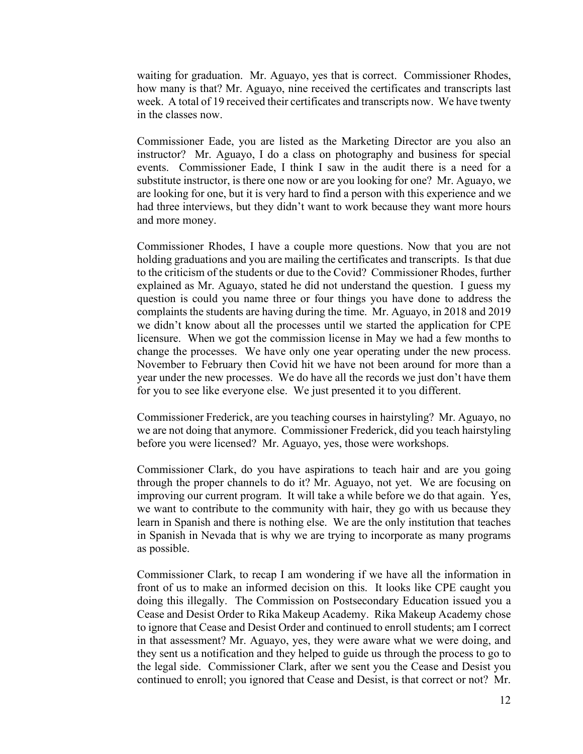waiting for graduation. Mr. Aguayo, yes that is correct. Commissioner Rhodes, how many is that? Mr. Aguayo, nine received the certificates and transcripts last week. A total of 19 received their certificates and transcripts now. We have twenty in the classes now.

Commissioner Eade, you are listed as the Marketing Director are you also an instructor? Mr. Aguayo, I do a class on photography and business for special events. Commissioner Eade, I think I saw in the audit there is a need for a substitute instructor, is there one now or are you looking for one? Mr. Aguayo, we are looking for one, but it is very hard to find a person with this experience and we had three interviews, but they didn't want to work because they want more hours and more money.

Commissioner Rhodes, I have a couple more questions. Now that you are not holding graduations and you are mailing the certificates and transcripts. Is that due to the criticism of the students or due to the Covid? Commissioner Rhodes, further explained as Mr. Aguayo, stated he did not understand the question. I guess my question is could you name three or four things you have done to address the complaints the students are having during the time. Mr. Aguayo, in 2018 and 2019 we didn't know about all the processes until we started the application for CPE licensure. When we got the commission license in May we had a few months to change the processes. We have only one year operating under the new process. November to February then Covid hit we have not been around for more than a year under the new processes. We do have all the records we just don't have them for you to see like everyone else. We just presented it to you different.

Commissioner Frederick, are you teaching courses in hairstyling? Mr. Aguayo, no we are not doing that anymore. Commissioner Frederick, did you teach hairstyling before you were licensed? Mr. Aguayo, yes, those were workshops.

Commissioner Clark, do you have aspirations to teach hair and are you going through the proper channels to do it? Mr. Aguayo, not yet. We are focusing on improving our current program. It will take a while before we do that again. Yes, we want to contribute to the community with hair, they go with us because they learn in Spanish and there is nothing else. We are the only institution that teaches in Spanish in Nevada that is why we are trying to incorporate as many programs as possible.

Commissioner Clark, to recap I am wondering if we have all the information in front of us to make an informed decision on this. It looks like CPE caught you doing this illegally. The Commission on Postsecondary Education issued you a Cease and Desist Order to Rika Makeup Academy. Rika Makeup Academy chose to ignore that Cease and Desist Order and continued to enroll students; am I correct in that assessment? Mr. Aguayo, yes, they were aware what we were doing, and they sent us a notification and they helped to guide us through the process to go to the legal side. Commissioner Clark, after we sent you the Cease and Desist you continued to enroll; you ignored that Cease and Desist, is that correct or not? Mr.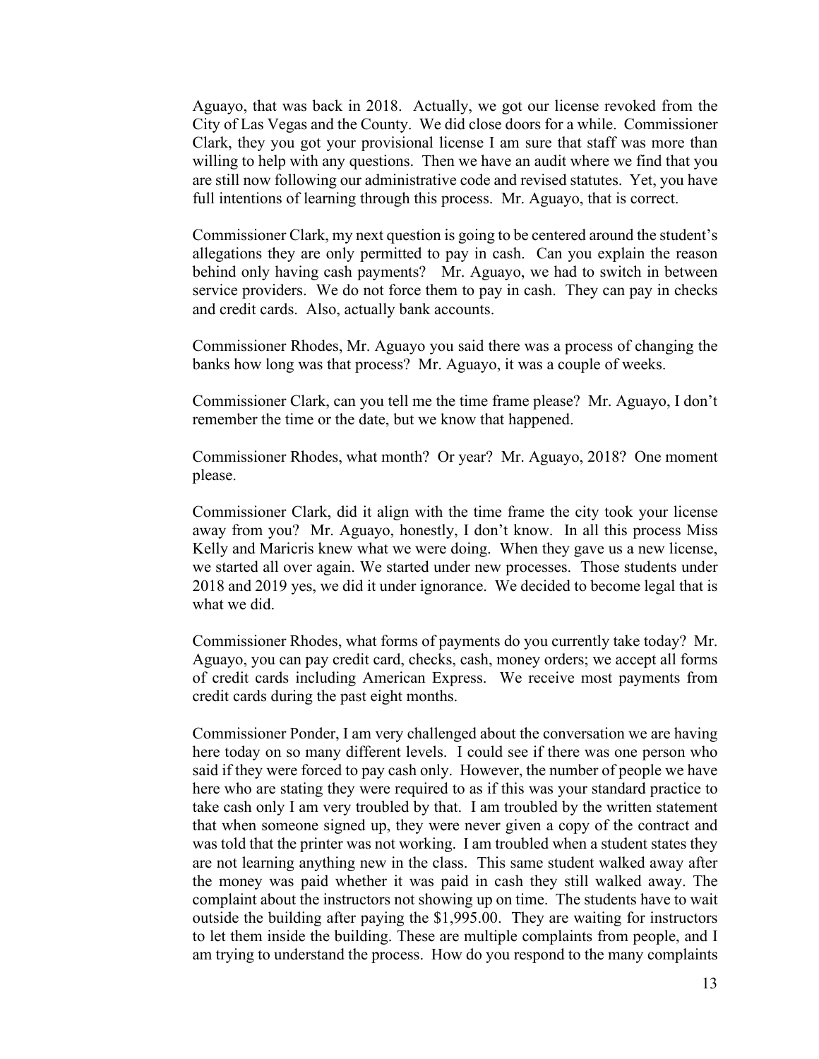Aguayo, that was back in 2018. Actually, we got our license revoked from the City of Las Vegas and the County. We did close doors for a while. Commissioner Clark, they you got your provisional license I am sure that staff was more than willing to help with any questions. Then we have an audit where we find that you are still now following our administrative code and revised statutes. Yet, you have full intentions of learning through this process. Mr. Aguayo, that is correct.

Commissioner Clark, my next question is going to be centered around the student's allegations they are only permitted to pay in cash. Can you explain the reason behind only having cash payments? Mr. Aguayo, we had to switch in between service providers. We do not force them to pay in cash. They can pay in checks and credit cards. Also, actually bank accounts.

Commissioner Rhodes, Mr. Aguayo you said there was a process of changing the banks how long was that process? Mr. Aguayo, it was a couple of weeks.

Commissioner Clark, can you tell me the time frame please? Mr. Aguayo, I don't remember the time or the date, but we know that happened.

Commissioner Rhodes, what month? Or year? Mr. Aguayo, 2018? One moment please.

Commissioner Clark, did it align with the time frame the city took your license away from you? Mr. Aguayo, honestly, I don't know. In all this process Miss Kelly and Maricris knew what we were doing. When they gave us a new license, we started all over again. We started under new processes. Those students under 2018 and 2019 yes, we did it under ignorance. We decided to become legal that is what we did.

Commissioner Rhodes, what forms of payments do you currently take today? Mr. Aguayo, you can pay credit card, checks, cash, money orders; we accept all forms of credit cards including American Express. We receive most payments from credit cards during the past eight months.

Commissioner Ponder, I am very challenged about the conversation we are having here today on so many different levels. I could see if there was one person who said if they were forced to pay cash only. However, the number of people we have here who are stating they were required to as if this was your standard practice to take cash only I am very troubled by that. I am troubled by the written statement that when someone signed up, they were never given a copy of the contract and was told that the printer was not working. I am troubled when a student states they are not learning anything new in the class. This same student walked away after the money was paid whether it was paid in cash they still walked away. The complaint about the instructors not showing up on time. The students have to wait outside the building after paying the $1,995.00. They are waiting for instructors to let them inside the building. These are multiple complaints from people, and I am trying to understand the process. How do you respond to the many complaints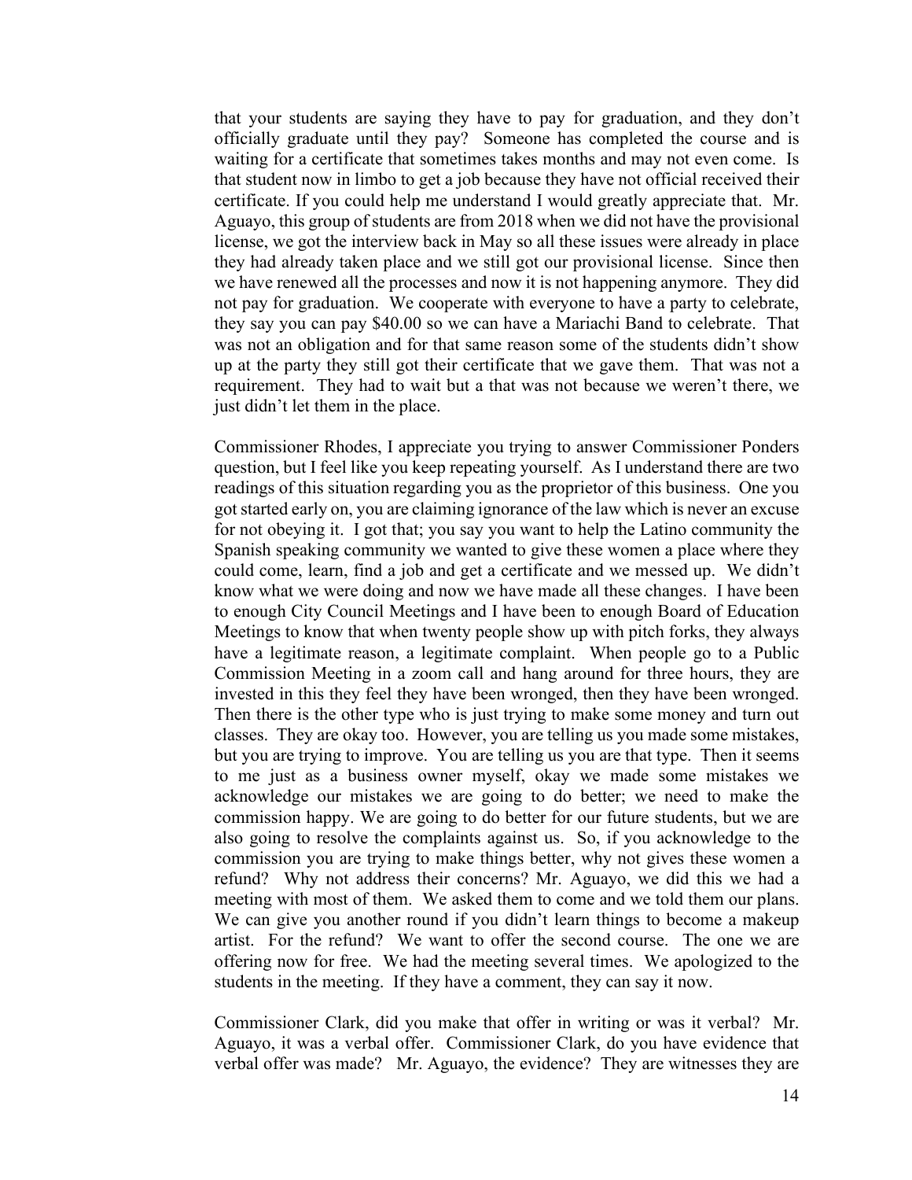that your students are saying they have to pay for graduation, and they don't officially graduate until they pay? Someone has completed the course and is waiting for a certificate that sometimes takes months and may not even come. Is that student now in limbo to get a job because they have not official received their certificate. If you could help me understand I would greatly appreciate that. Mr. Aguayo, this group of students are from 2018 when we did not have the provisional license, we got the interview back in May so all these issues were already in place they had already taken place and we still got our provisional license. Since then we have renewed all the processes and now it is not happening anymore. They did not pay for graduation. We cooperate with everyone to have a party to celebrate, they say you can pay $40.00 so we can have a Mariachi Band to celebrate. That was not an obligation and for that same reason some of the students didn't show up at the party they still got their certificate that we gave them. That was not a requirement. They had to wait but a that was not because we weren't there, we just didn't let them in the place.

Commissioner Rhodes, I appreciate you trying to answer Commissioner Ponders question, but I feel like you keep repeating yourself. As I understand there are two readings of this situation regarding you as the proprietor of this business. One you got started early on, you are claiming ignorance of the law which is never an excuse for not obeying it. I got that; you say you want to help the Latino community the Spanish speaking community we wanted to give these women a place where they could come, learn, find a job and get a certificate and we messed up. We didn't know what we were doing and now we have made all these changes. I have been to enough City Council Meetings and I have been to enough Board of Education Meetings to know that when twenty people show up with pitch forks, they always have a legitimate reason, a legitimate complaint. When people go to a Public Commission Meeting in a zoom call and hang around for three hours, they are invested in this they feel they have been wronged, then they have been wronged. Then there is the other type who is just trying to make some money and turn out classes. They are okay too. However, you are telling us you made some mistakes, but you are trying to improve. You are telling us you are that type. Then it seems to me just as a business owner myself, okay we made some mistakes we acknowledge our mistakes we are going to do better; we need to make the commission happy. We are going to do better for our future students, but we are also going to resolve the complaints against us. So, if you acknowledge to the commission you are trying to make things better, why not gives these women a refund? Why not address their concerns? Mr. Aguayo, we did this we had a meeting with most of them. We asked them to come and we told them our plans. We can give you another round if you didn't learn things to become a makeup artist. For the refund? We want to offer the second course. The one we are offering now for free. We had the meeting several times. We apologized to the students in the meeting. If they have a comment, they can say it now.

Commissioner Clark, did you make that offer in writing or was it verbal? Mr. Aguayo, it was a verbal offer. Commissioner Clark, do you have evidence that verbal offer was made? Mr. Aguayo, the evidence? They are witnesses they are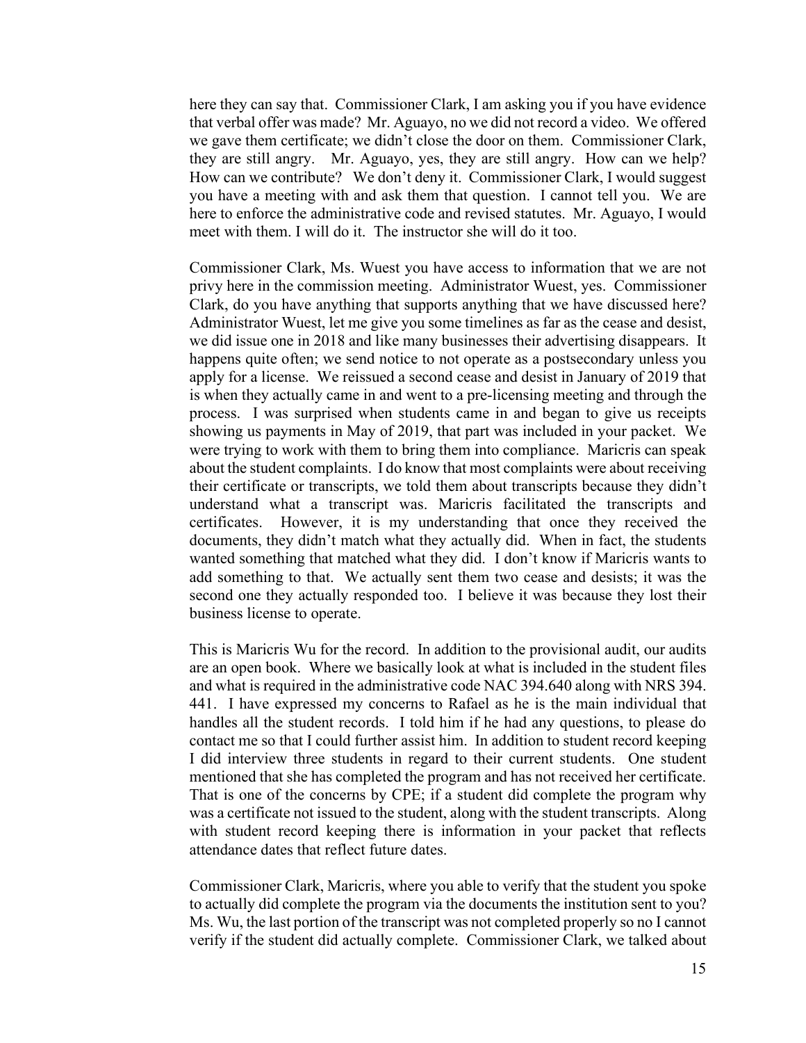here they can say that. Commissioner Clark, I am asking you if you have evidence that verbal offer was made? Mr. Aguayo, no we did not record a video. We offered we gave them certificate; we didn't close the door on them. Commissioner Clark, they are still angry. Mr. Aguayo, yes, they are still angry. How can we help? How can we contribute? We don't deny it. Commissioner Clark, I would suggest you have a meeting with and ask them that question. I cannot tell you. We are here to enforce the administrative code and revised statutes. Mr. Aguayo, I would meet with them. I will do it. The instructor she will do it too.

Commissioner Clark, Ms. Wuest you have access to information that we are not privy here in the commission meeting. Administrator Wuest, yes. Commissioner Clark, do you have anything that supports anything that we have discussed here? Administrator Wuest, let me give you some timelines as far as the cease and desist, we did issue one in 2018 and like many businesses their advertising disappears. It happens quite often; we send notice to not operate as a postsecondary unless you apply for a license. We reissued a second cease and desist in January of 2019 that is when they actually came in and went to a pre-licensing meeting and through the process. I was surprised when students came in and began to give us receipts showing us payments in May of 2019, that part was included in your packet. We were trying to work with them to bring them into compliance. Maricris can speak about the student complaints. I do know that most complaints were about receiving their certificate or transcripts, we told them about transcripts because they didn't understand what a transcript was. Maricris facilitated the transcripts and certificates. However, it is my understanding that once they received the documents, they didn't match what they actually did. When in fact, the students wanted something that matched what they did. I don't know if Maricris wants to add something to that. We actually sent them two cease and desists; it was the second one they actually responded too. I believe it was because they lost their business license to operate.

This is Maricris Wu for the record. In addition to the provisional audit, our audits are an open book. Where we basically look at what is included in the student files and what is required in the administrative code NAC 394.640 along with NRS 394. 441. I have expressed my concerns to Rafael as he is the main individual that handles all the student records. I told him if he had any questions, to please do contact me so that I could further assist him. In addition to student record keeping I did interview three students in regard to their current students. One student mentioned that she has completed the program and has not received her certificate. That is one of the concerns by CPE; if a student did complete the program why was a certificate not issued to the student, along with the student transcripts. Along with student record keeping there is information in your packet that reflects attendance dates that reflect future dates.

Commissioner Clark, Maricris, where you able to verify that the student you spoke to actually did complete the program via the documents the institution sent to you? Ms. Wu, the last portion of the transcript was not completed properly so no I cannot verify if the student did actually complete. Commissioner Clark, we talked about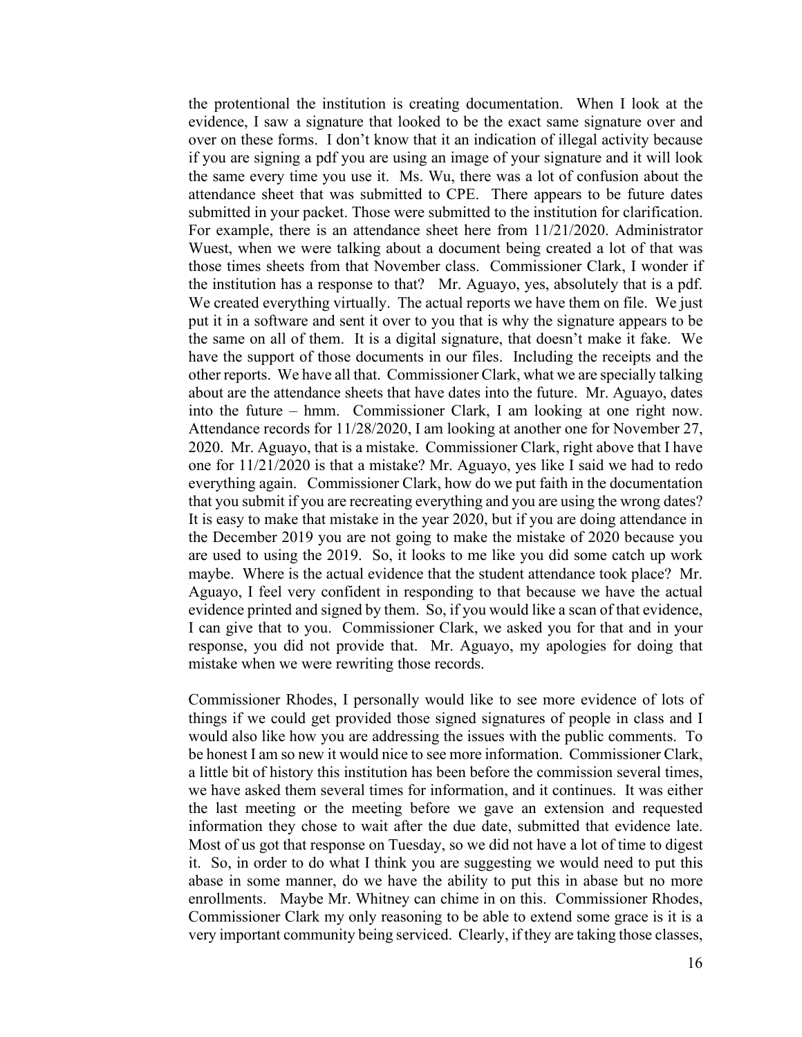the protentional the institution is creating documentation. When I look at the evidence, I saw a signature that looked to be the exact same signature over and over on these forms. I don't know that it an indication of illegal activity because if you are signing a pdf you are using an image of your signature and it will look the same every time you use it. Ms. Wu, there was a lot of confusion about the attendance sheet that was submitted to CPE. There appears to be future dates submitted in your packet. Those were submitted to the institution for clarification. For example, there is an attendance sheet here from 11/21/2020. Administrator Wuest, when we were talking about a document being created a lot of that was those times sheets from that November class. Commissioner Clark, I wonder if the institution has a response to that? Mr. Aguayo, yes, absolutely that is a pdf. We created everything virtually. The actual reports we have them on file. We just put it in a software and sent it over to you that is why the signature appears to be the same on all of them. It is a digital signature, that doesn't make it fake. We have the support of those documents in our files. Including the receipts and the other reports. We have all that. Commissioner Clark, what we are specially talking about are the attendance sheets that have dates into the future. Mr. Aguayo, dates into the future – hmm. Commissioner Clark, I am looking at one right now. Attendance records for 11/28/2020, I am looking at another one for November 27, 2020. Mr. Aguayo, that is a mistake. Commissioner Clark, right above that I have one for 11/21/2020 is that a mistake? Mr. Aguayo, yes like I said we had to redo everything again. Commissioner Clark, how do we put faith in the documentation that you submit if you are recreating everything and you are using the wrong dates? It is easy to make that mistake in the year 2020, but if you are doing attendance in the December 2019 you are not going to make the mistake of 2020 because you are used to using the 2019. So, it looks to me like you did some catch up work maybe. Where is the actual evidence that the student attendance took place? Mr. Aguayo, I feel very confident in responding to that because we have the actual evidence printed and signed by them. So, if you would like a scan of that evidence, I can give that to you. Commissioner Clark, we asked you for that and in your response, you did not provide that. Mr. Aguayo, my apologies for doing that mistake when we were rewriting those records.

Commissioner Rhodes, I personally would like to see more evidence of lots of things if we could get provided those signed signatures of people in class and I would also like how you are addressing the issues with the public comments. To be honest I am so new it would nice to see more information. Commissioner Clark, a little bit of history this institution has been before the commission several times, we have asked them several times for information, and it continues. It was either the last meeting or the meeting before we gave an extension and requested information they chose to wait after the due date, submitted that evidence late. Most of us got that response on Tuesday, so we did not have a lot of time to digest it. So, in order to do what I think you are suggesting we would need to put this abase in some manner, do we have the ability to put this in abase but no more enrollments. Maybe Mr. Whitney can chime in on this. Commissioner Rhodes, Commissioner Clark my only reasoning to be able to extend some grace is it is a very important community being serviced. Clearly, if they are taking those classes,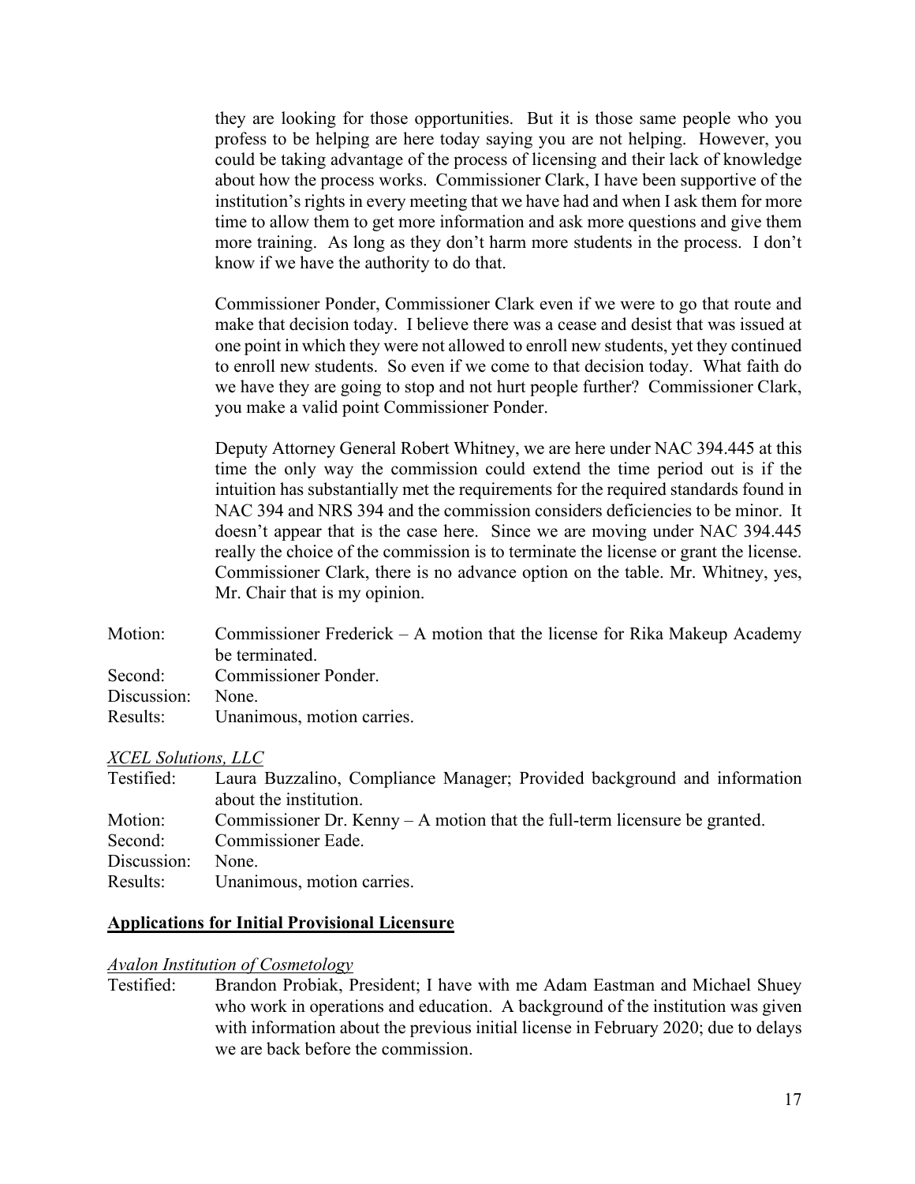they are looking for those opportunities. But it is those same people who you profess to be helping are here today saying you are not helping. However, you could be taking advantage of the process of licensing and their lack of knowledge about how the process works. Commissioner Clark, I have been supportive of the institution's rights in every meeting that we have had and when I ask them for more time to allow them to get more information and ask more questions and give them more training. As long as they don't harm more students in the process. I don't know if we have the authority to do that.

Commissioner Ponder, Commissioner Clark even if we were to go that route and make that decision today. I believe there was a cease and desist that was issued at one point in which they were not allowed to enroll new students, yet they continued to enroll new students. So even if we come to that decision today. What faith do we have they are going to stop and not hurt people further? Commissioner Clark, you make a valid point Commissioner Ponder.

Deputy Attorney General Robert Whitney, we are here under NAC 394.445 at this time the only way the commission could extend the time period out is if the intuition has substantially met the requirements for the required standards found in NAC 394 and NRS 394 and the commission considers deficiencies to be minor. It doesn't appear that is the case here. Since we are moving under NAC 394.445 really the choice of the commission is to terminate the license or grant the license. Commissioner Clark, there is no advance option on the table. Mr. Whitney, yes, Mr. Chair that is my opinion.

Motion: Commissioner Frederick – A motion that the license for Rika Makeup Academy be terminated.
Second: Commissioner Ponder.
Discussion: None.
Results: Unanimous, motion carries.

*XCEL Solutions, LLC*

Testified: Laura Buzzalino, Compliance Manager; Provided background and information about the institution.
Motion: Commissioner Dr. Kenny – A motion that the full-term licensure be granted.
Second: Commissioner Eade.
Discussion: None.
Results: Unanimous, motion carries.

## Applications for Initial Provisional Licensure

*Avalon Institution of Cosmetology*

Testified: Brandon Probiak, President; I have with me Adam Eastman and Michael Shuey who work in operations and education. A background of the institution was given with information about the previous initial license in February 2020; due to delays we are back before the commission.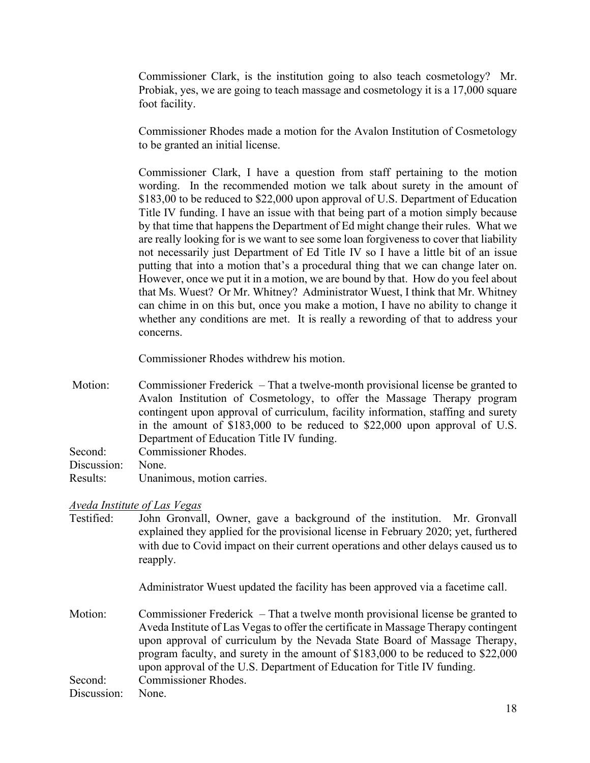Commissioner Clark, is the institution going to also teach cosmetology? Mr. Probiak, yes, we are going to teach massage and cosmetology it is a 17,000 square foot facility.

Commissioner Rhodes made a motion for the Avalon Institution of Cosmetology to be granted an initial license.

Commissioner Clark, I have a question from staff pertaining to the motion wording. In the recommended motion we talk about surety in the amount of $183,00 to be reduced to $22,000 upon approval of U.S. Department of Education Title IV funding. I have an issue with that being part of a motion simply because by that time that happens the Department of Ed might change their rules. What we are really looking for is we want to see some loan forgiveness to cover that liability not necessarily just Department of Ed Title IV so I have a little bit of an issue putting that into a motion that's a procedural thing that we can change later on. However, once we put it in a motion, we are bound by that. How do you feel about that Ms. Wuest? Or Mr. Whitney? Administrator Wuest, I think that Mr. Whitney can chime in on this but, once you make a motion, I have no ability to change it whether any conditions are met. It is really a rewording of that to address your concerns.

Commissioner Rhodes withdrew his motion.

Motion: Commissioner Frederick – That a twelve-month provisional license be granted to Avalon Institution of Cosmetology, to offer the Massage Therapy program contingent upon approval of curriculum, facility information, staffing and surety in the amount of $183,000 to be reduced to $22,000 upon approval of U.S. Department of Education Title IV funding.
Second: Commissioner Rhodes.
Discussion: None.
Results: Unanimous, motion carries.

*Aveda Institute of Las Vegas*

Testified: John Gronvall, Owner, gave a background of the institution. Mr. Gronvall explained they applied for the provisional license in February 2020; yet, furthered with due to Covid impact on their current operations and other delays caused us to reapply.

Administrator Wuest updated the facility has been approved via a facetime call.

Motion: Commissioner Frederick – That a twelve month provisional license be granted to Aveda Institute of Las Vegas to offer the certificate in Massage Therapy contingent upon approval of curriculum by the Nevada State Board of Massage Therapy, program faculty, and surety in the amount of $183,000 to be reduced to $22,000 upon approval of the U.S. Department of Education for Title IV funding.
Second: Commissioner Rhodes.
Discussion: None.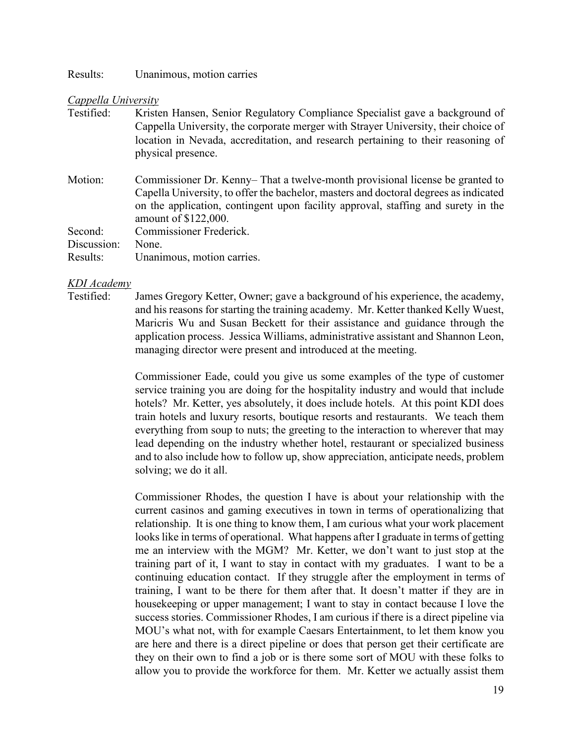Results: Unanimous, motion carries

*Cappella University*

Testified: Kristen Hansen, Senior Regulatory Compliance Specialist gave a background of Cappella University, the corporate merger with Strayer University, their choice of location in Nevada, accreditation, and research pertaining to their reasoning of physical presence.

Motion: Commissioner Dr. Kenny– That a twelve-month provisional license be granted to Capella University, to offer the bachelor, masters and doctoral degrees as indicated on the application, contingent upon facility approval, staffing and surety in the amount of $122,000.

Second: Commissioner Frederick.

Discussion: None.

Results: Unanimous, motion carries.

*KDI Academy*

Testified: James Gregory Ketter, Owner; gave a background of his experience, the academy, and his reasons for starting the training academy. Mr. Ketter thanked Kelly Wuest, Maricris Wu and Susan Beckett for their assistance and guidance through the application process. Jessica Williams, administrative assistant and Shannon Leon, managing director were present and introduced at the meeting.

Commissioner Eade, could you give us some examples of the type of customer service training you are doing for the hospitality industry and would that include hotels? Mr. Ketter, yes absolutely, it does include hotels. At this point KDI does train hotels and luxury resorts, boutique resorts and restaurants. We teach them everything from soup to nuts; the greeting to the interaction to wherever that may lead depending on the industry whether hotel, restaurant or specialized business and to also include how to follow up, show appreciation, anticipate needs, problem solving; we do it all.

Commissioner Rhodes, the question I have is about your relationship with the current casinos and gaming executives in town in terms of operationalizing that relationship. It is one thing to know them, I am curious what your work placement looks like in terms of operational. What happens after I graduate in terms of getting me an interview with the MGM? Mr. Ketter, we don't want to just stop at the training part of it, I want to stay in contact with my graduates. I want to be a continuing education contact. If they struggle after the employment in terms of training, I want to be there for them after that. It doesn't matter if they are in housekeeping or upper management; I want to stay in contact because I love the success stories. Commissioner Rhodes, I am curious if there is a direct pipeline via MOU's what not, with for example Caesars Entertainment, to let them know you are here and there is a direct pipeline or does that person get their certificate are they on their own to find a job or is there some sort of MOU with these folks to allow you to provide the workforce for them. Mr. Ketter we actually assist them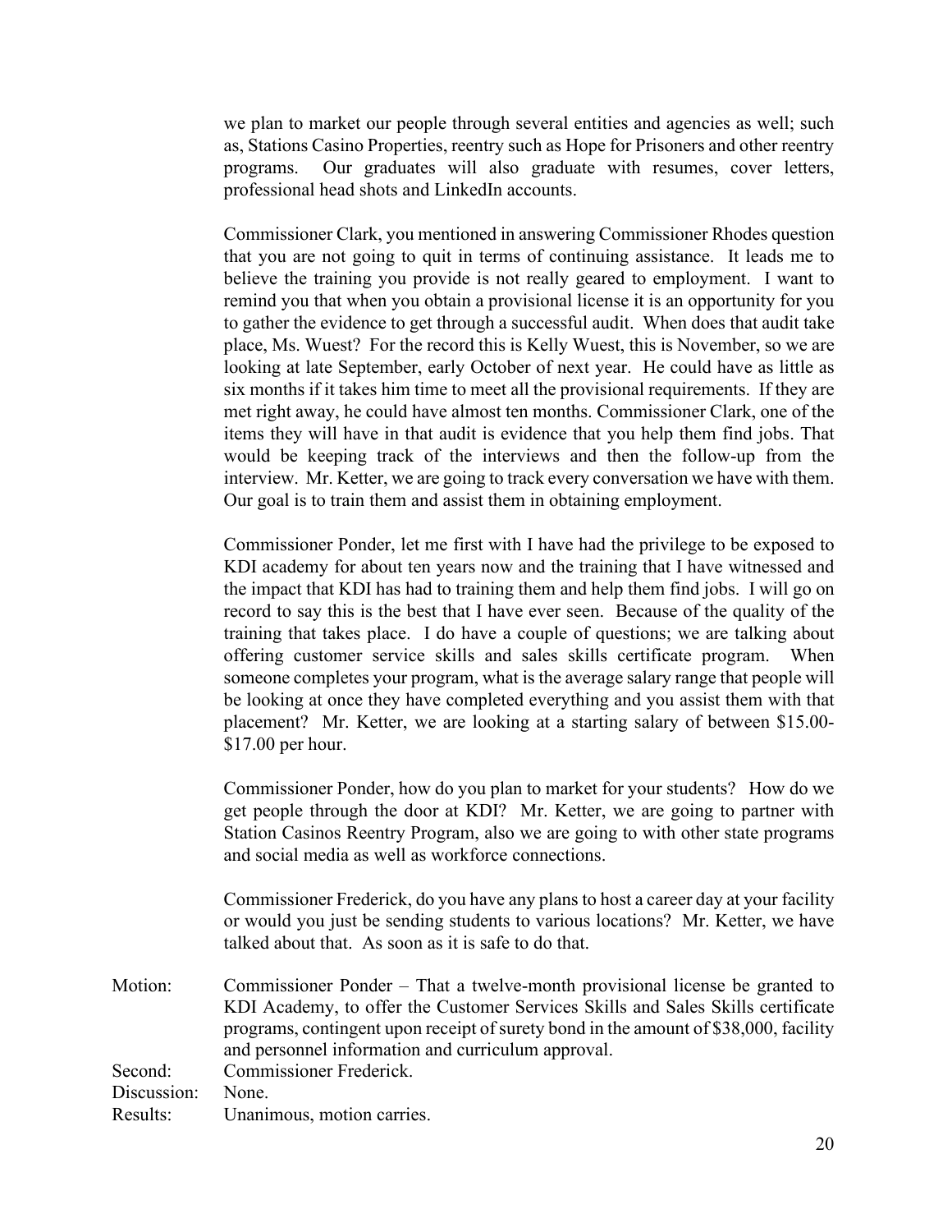we plan to market our people through several entities and agencies as well; such as, Stations Casino Properties, reentry such as Hope for Prisoners and other reentry programs. Our graduates will also graduate with resumes, cover letters, professional head shots and LinkedIn accounts.

Commissioner Clark, you mentioned in answering Commissioner Rhodes question that you are not going to quit in terms of continuing assistance. It leads me to believe the training you provide is not really geared to employment. I want to remind you that when you obtain a provisional license it is an opportunity for you to gather the evidence to get through a successful audit. When does that audit take place, Ms. Wuest? For the record this is Kelly Wuest, this is November, so we are looking at late September, early October of next year. He could have as little as six months if it takes him time to meet all the provisional requirements. If they are met right away, he could have almost ten months. Commissioner Clark, one of the items they will have in that audit is evidence that you help them find jobs. That would be keeping track of the interviews and then the follow-up from the interview. Mr. Ketter, we are going to track every conversation we have with them. Our goal is to train them and assist them in obtaining employment.

Commissioner Ponder, let me first with I have had the privilege to be exposed to KDI academy for about ten years now and the training that I have witnessed and the impact that KDI has had to training them and help them find jobs. I will go on record to say this is the best that I have ever seen. Because of the quality of the training that takes place. I do have a couple of questions; we are talking about offering customer service skills and sales skills certificate program. When someone completes your program, what is the average salary range that people will be looking at once they have completed everything and you assist them with that placement? Mr. Ketter, we are looking at a starting salary of between $15.00-$17.00 per hour.

Commissioner Ponder, how do you plan to market for your students? How do we get people through the door at KDI? Mr. Ketter, we are going to partner with Station Casinos Reentry Program, also we are going to with other state programs and social media as well as workforce connections.

Commissioner Frederick, do you have any plans to host a career day at your facility or would you just be sending students to various locations? Mr. Ketter, we have talked about that. As soon as it is safe to do that.

Motion: Commissioner Ponder – That a twelve-month provisional license be granted to KDI Academy, to offer the Customer Services Skills and Sales Skills certificate programs, contingent upon receipt of surety bond in the amount of $38,000, facility and personnel information and curriculum approval.

Second: Commissioner Frederick.

Discussion: None.

Results: Unanimous, motion carries.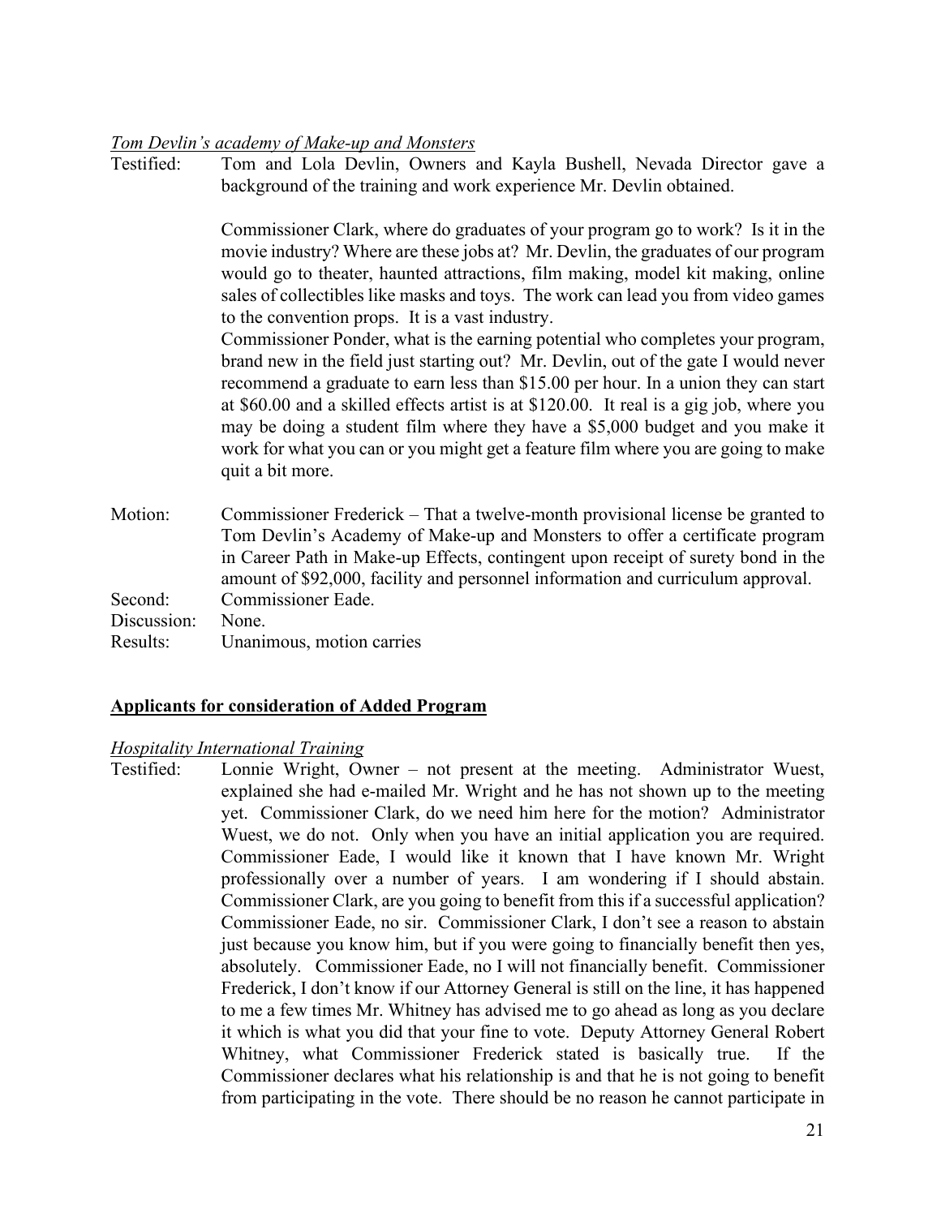*Tom Devlin's academy of Make-up and Monsters*

Testified: Tom and Lola Devlin, Owners and Kayla Bushell, Nevada Director gave a background of the training and work experience Mr. Devlin obtained.

Commissioner Clark, where do graduates of your program go to work? Is it in the movie industry? Where are these jobs at? Mr. Devlin, the graduates of our program would go to theater, haunted attractions, film making, model kit making, online sales of collectibles like masks and toys. The work can lead you from video games to the convention props. It is a vast industry.

Commissioner Ponder, what is the earning potential who completes your program, brand new in the field just starting out? Mr. Devlin, out of the gate I would never recommend a graduate to earn less than $15.00 per hour. In a union they can start at $60.00 and a skilled effects artist is at $120.00. It real is a gig job, where you may be doing a student film where they have a $5,000 budget and you make it work for what you can or you might get a feature film where you are going to make quit a bit more.

Motion: Commissioner Frederick – That a twelve-month provisional license be granted to Tom Devlin's Academy of Make-up and Monsters to offer a certificate program in Career Path in Make-up Effects, contingent upon receipt of surety bond in the amount of $92,000, facility and personnel information and curriculum approval.

Second: Commissioner Eade.

Discussion: None.

Results: Unanimous, motion carries

**Applicants for consideration of Added Program**

*Hospitality International Training*

Testified: Lonnie Wright, Owner – not present at the meeting. Administrator Wuest, explained she had e-mailed Mr. Wright and he has not shown up to the meeting yet. Commissioner Clark, do we need him here for the motion? Administrator Wuest, we do not. Only when you have an initial application you are required. Commissioner Eade, I would like it known that I have known Mr. Wright professionally over a number of years. I am wondering if I should abstain. Commissioner Clark, are you going to benefit from this if a successful application? Commissioner Eade, no sir. Commissioner Clark, I don't see a reason to abstain just because you know him, but if you were going to financially benefit then yes, absolutely. Commissioner Eade, no I will not financially benefit. Commissioner Frederick, I don't know if our Attorney General is still on the line, it has happened to me a few times Mr. Whitney has advised me to go ahead as long as you declare it which is what you did that your fine to vote. Deputy Attorney General Robert Whitney, what Commissioner Frederick stated is basically true. If the Commissioner declares what his relationship is and that he is not going to benefit from participating in the vote. There should be no reason he cannot participate in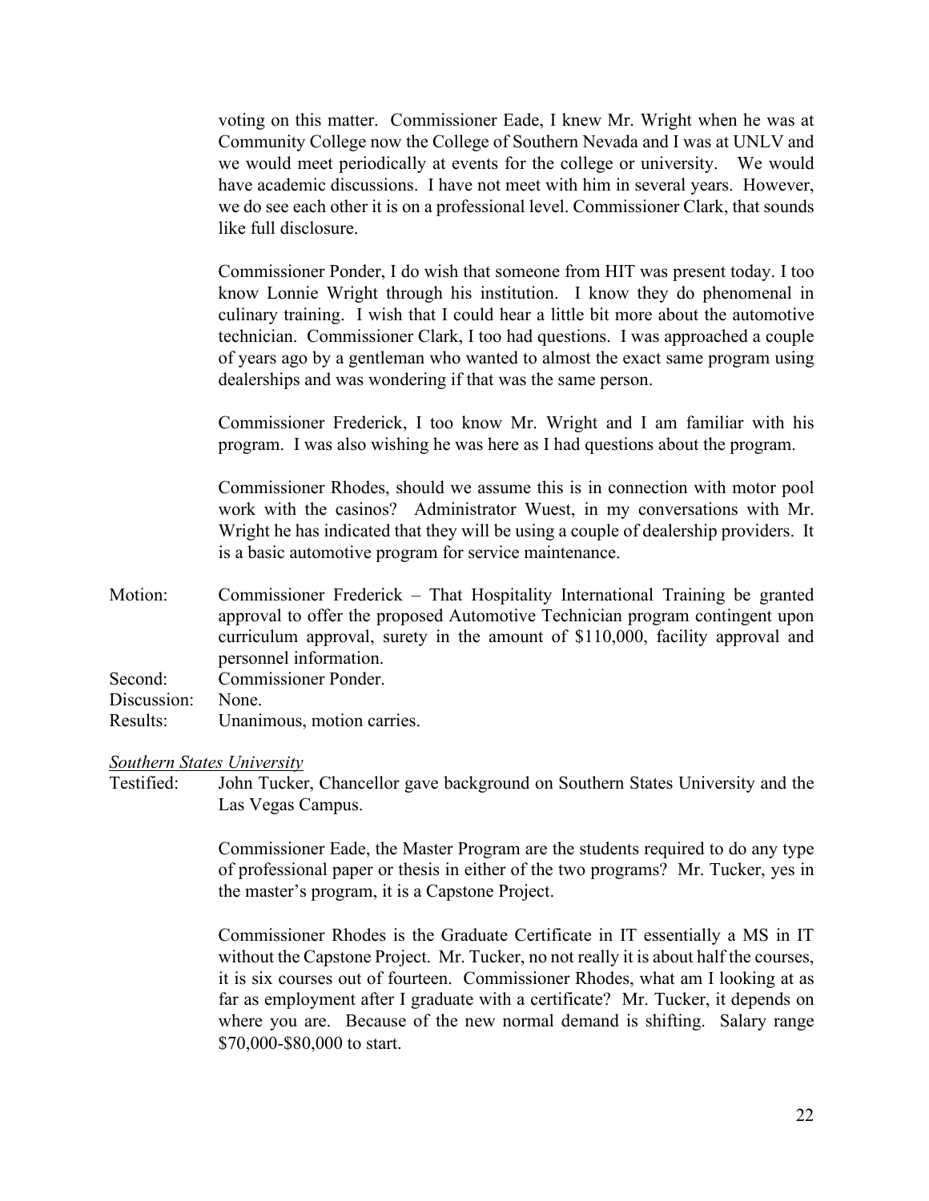voting on this matter. Commissioner Eade, I knew Mr. Wright when he was at Community College now the College of Southern Nevada and I was at UNLV and we would meet periodically at events for the college or university. We would have academic discussions. I have not meet with him in several years. However, we do see each other it is on a professional level. Commissioner Clark, that sounds like full disclosure.

Commissioner Ponder, I do wish that someone from HIT was present today. I too know Lonnie Wright through his institution. I know they do phenomenal in culinary training. I wish that I could hear a little bit more about the automotive technician. Commissioner Clark, I too had questions. I was approached a couple of years ago by a gentleman who wanted to almost the exact same program using dealerships and was wondering if that was the same person.

Commissioner Frederick, I too know Mr. Wright and I am familiar with his program. I was also wishing he was here as I had questions about the program.

Commissioner Rhodes, should we assume this is in connection with motor pool work with the casinos? Administrator Wuest, in my conversations with Mr. Wright he has indicated that they will be using a couple of dealership providers. It is a basic automotive program for service maintenance.

Motion: Commissioner Frederick – That Hospitality International Training be granted approval to offer the proposed Automotive Technician program contingent upon curriculum approval, surety in the amount of $110,000, facility approval and personnel information.

Second: Commissioner Ponder.

Discussion: None.

Results: Unanimous, motion carries.

*Southern States University*

Testified: John Tucker, Chancellor gave background on Southern States University and the Las Vegas Campus.

Commissioner Eade, the Master Program are the students required to do any type of professional paper or thesis in either of the two programs? Mr. Tucker, yes in the master's program, it is a Capstone Project.

Commissioner Rhodes is the Graduate Certificate in IT essentially a MS in IT without the Capstone Project. Mr. Tucker, no not really it is about half the courses, it is six courses out of fourteen. Commissioner Rhodes, what am I looking at as far as employment after I graduate with a certificate? Mr. Tucker, it depends on where you are. Because of the new normal demand is shifting. Salary range $70,000-$80,000 to start.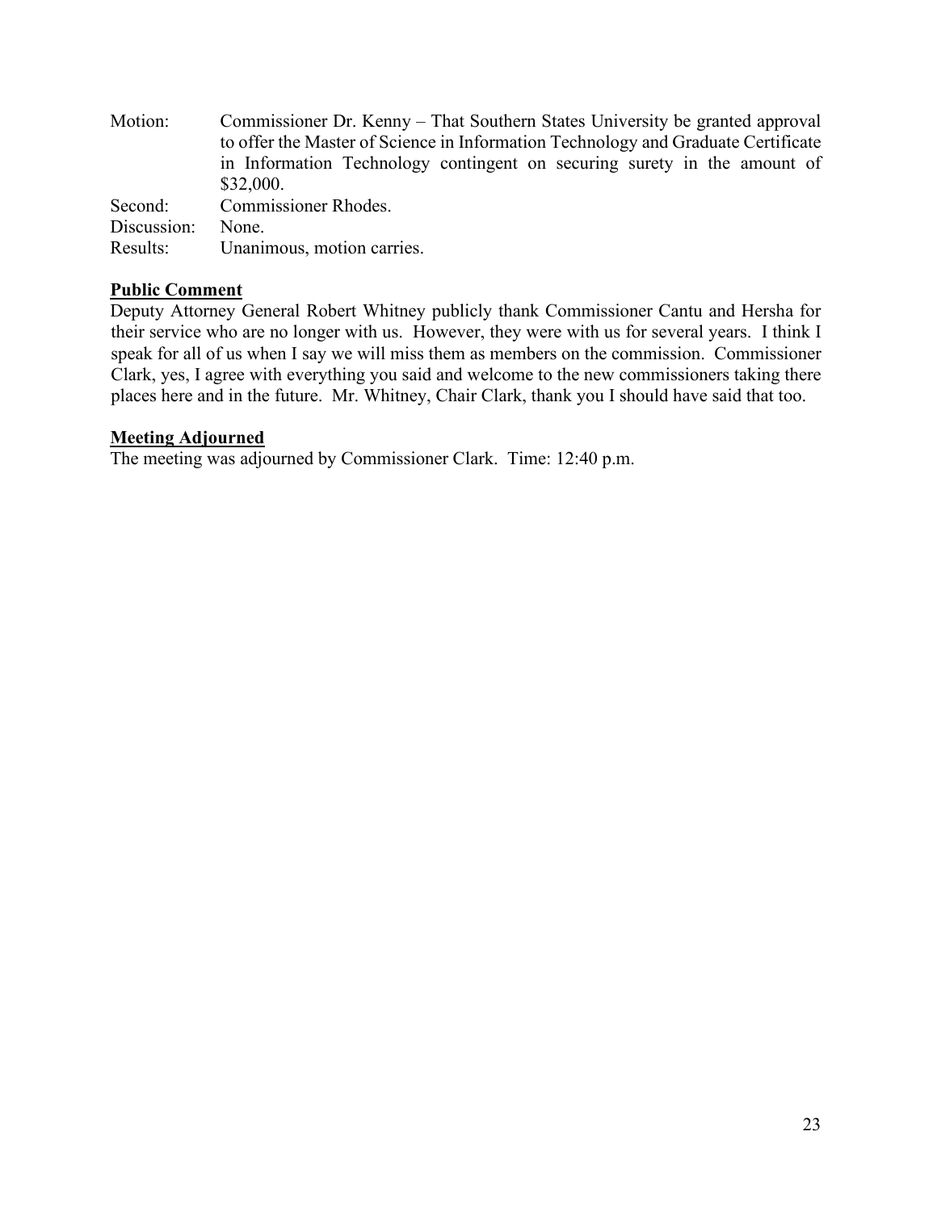Motion: Commissioner Dr. Kenny – That Southern States University be granted approval to offer the Master of Science in Information Technology and Graduate Certificate in Information Technology contingent on securing surety in the amount of $32,000.

Second: Commissioner Rhodes.

Discussion: None.

Results: Unanimous, motion carries.

**Public Comment**

Deputy Attorney General Robert Whitney publicly thank Commissioner Cantu and Hersha for their service who are no longer with us. However, they were with us for several years. I think I speak for all of us when I say we will miss them as members on the commission. Commissioner Clark, yes, I agree with everything you said and welcome to the new commissioners taking there places here and in the future. Mr. Whitney, Chair Clark, thank you I should have said that too.

**Meeting Adjourned**

The meeting was adjourned by Commissioner Clark. Time: 12:40 p.m.